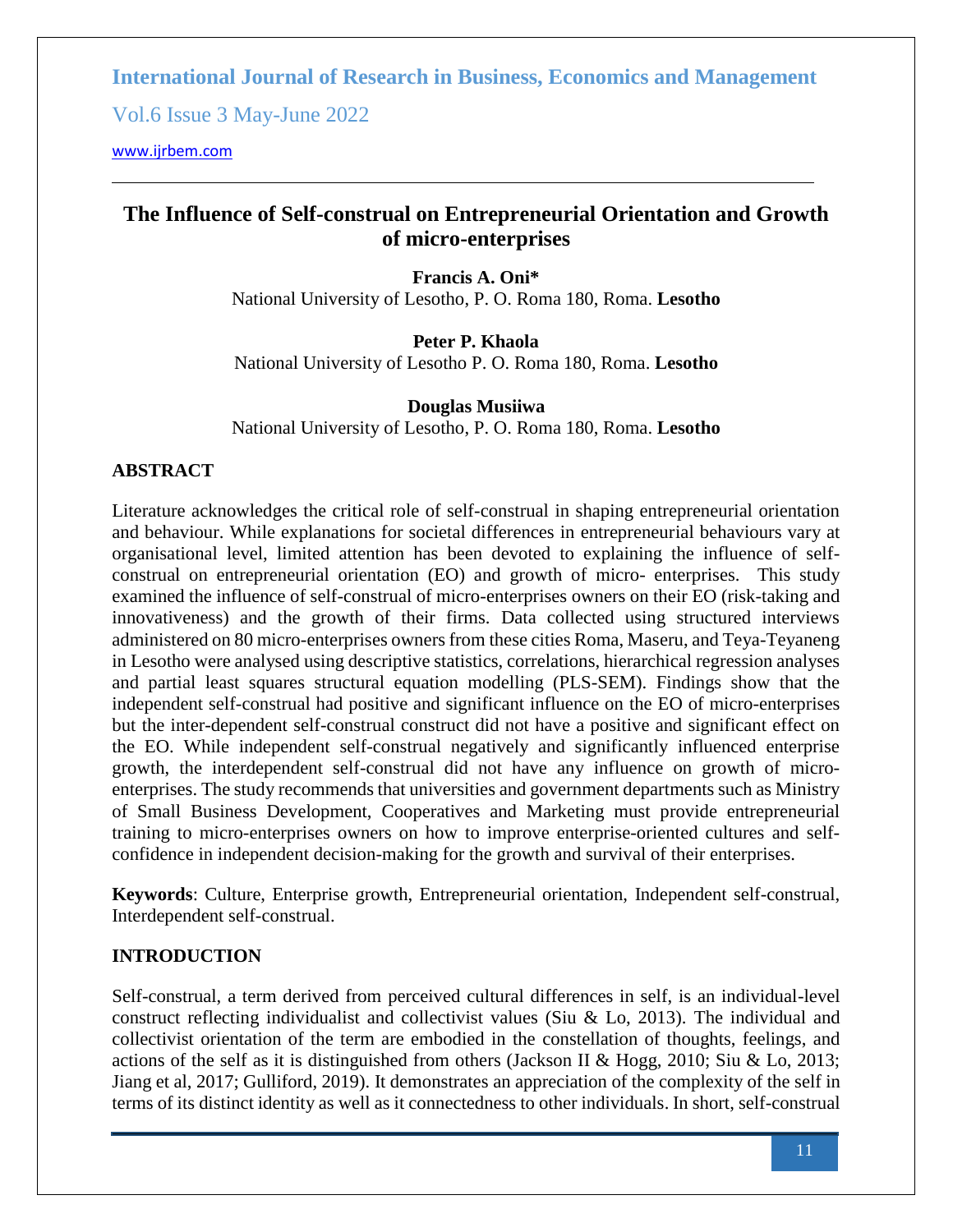# The Influence of Self-construal on Entrepreneurial Orientation and Growth of micro-enterprises

**Francis A. Oni***
National University of Lesotho, P. O. Roma 180, Roma. **Lesotho**

**Peter P. Khaola**
National University of Lesotho P. O. Roma 180, Roma. **Lesotho**

**Douglas Musiiwa**
National University of Lesotho, P. O. Roma 180, Roma. **Lesotho**

## ABSTRACT

Literature acknowledges the critical role of self-construal in shaping entrepreneurial orientation and behaviour. While explanations for societal differences in entrepreneurial behaviours vary at organisational level, limited attention has been devoted to explaining the influence of self-construal on entrepreneurial orientation (EO) and growth of micro- enterprises. This study examined the influence of self-construal of micro-enterprises owners on their EO (risk-taking and innovativeness) and the growth of their firms. Data collected using structured interviews administered on 80 micro-enterprises owners from these cities Roma, Maseru, and Teya-Teyaneng in Lesotho were analysed using descriptive statistics, correlations, hierarchical regression analyses and partial least squares structural equation modelling (PLS-SEM). Findings show that the independent self-construal had positive and significant influence on the EO of micro-enterprises but the inter-dependent self-construal construct did not have a positive and significant effect on the EO. While independent self-construal negatively and significantly influenced enterprise growth, the interdependent self-construal did not have any influence on growth of micro-enterprises. The study recommends that universities and government departments such as Ministry of Small Business Development, Cooperatives and Marketing must provide entrepreneurial training to micro-enterprises owners on how to improve enterprise-oriented cultures and self-confidence in independent decision-making for the growth and survival of their enterprises.

**Keywords**: Culture, Enterprise growth, Entrepreneurial orientation, Independent self-construal, Interdependent self-construal.

## INTRODUCTION

Self-construal, a term derived from perceived cultural differences in self, is an individual-level construct reflecting individualist and collectivist values (Siu & Lo, 2013). The individual and collectivist orientation of the term are embodied in the constellation of thoughts, feelings, and actions of the self as it is distinguished from others (Jackson II & Hogg, 2010; Siu & Lo, 2013; Jiang et al, 2017; Gulliford, 2019). It demonstrates an appreciation of the complexity of the self in terms of its distinct identity as well as it connectedness to other individuals. In short, self-construal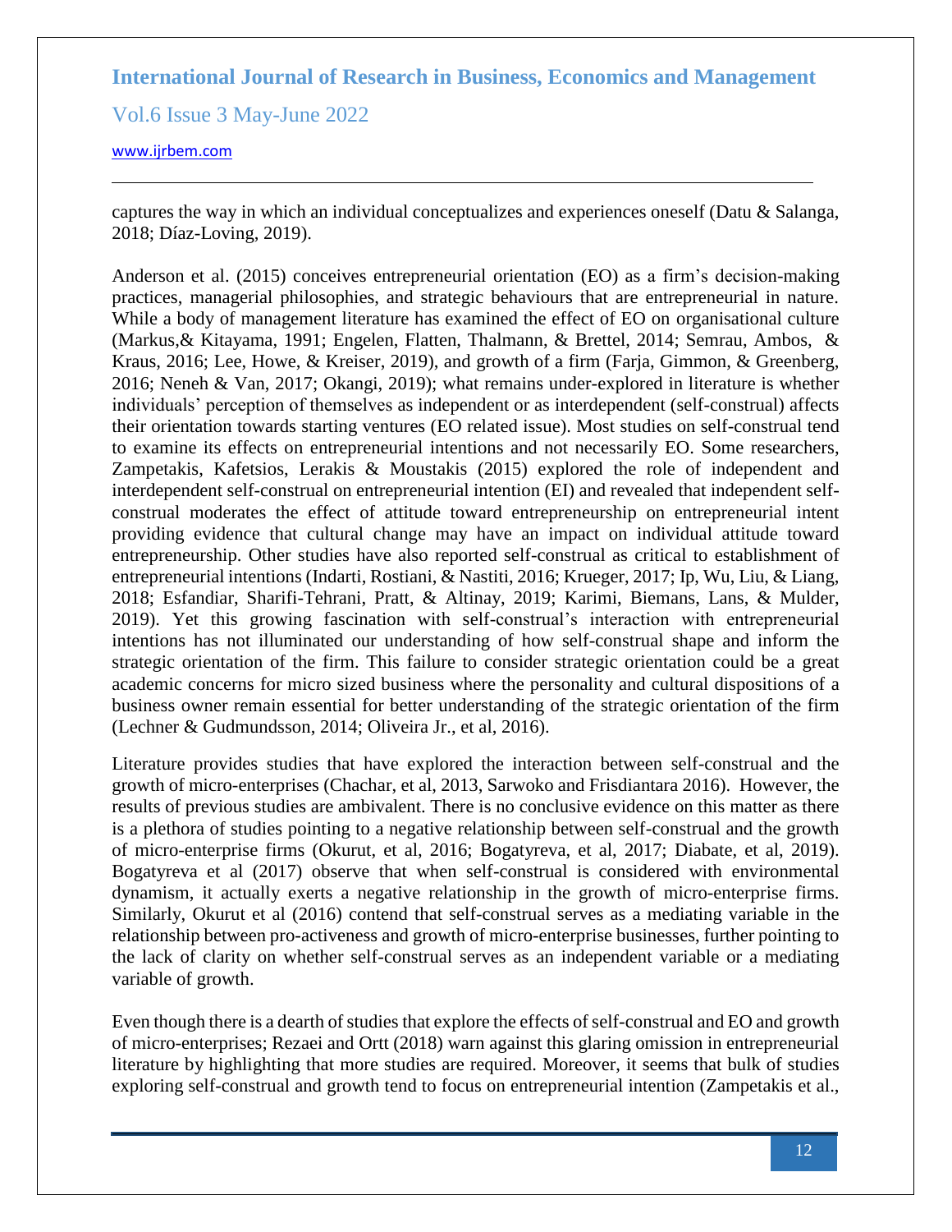captures the way in which an individual conceptualizes and experiences oneself (Datu & Salanga, 2018; Díaz-Loving, 2019).

Anderson et al. (2015) conceives entrepreneurial orientation (EO) as a firm's decision-making practices, managerial philosophies, and strategic behaviours that are entrepreneurial in nature. While a body of management literature has examined the effect of EO on organisational culture (Markus,& Kitayama, 1991; Engelen, Flatten, Thalmann, & Brettel, 2014; Semrau, Ambos, & Kraus, 2016; Lee, Howe, & Kreiser, 2019), and growth of a firm (Farja, Gimmon, & Greenberg, 2016; Neneh & Van, 2017; Okangi, 2019); what remains under-explored in literature is whether individuals' perception of themselves as independent or as interdependent (self-construal) affects their orientation towards starting ventures (EO related issue). Most studies on self-construal tend to examine its effects on entrepreneurial intentions and not necessarily EO. Some researchers, Zampetakis, Kafetsios, Lerakis & Moustakis (2015) explored the role of independent and interdependent self-construal on entrepreneurial intention (EI) and revealed that independent self-construal moderates the effect of attitude toward entrepreneurship on entrepreneurial intent providing evidence that cultural change may have an impact on individual attitude toward entrepreneurship. Other studies have also reported self-construal as critical to establishment of entrepreneurial intentions (Indarti, Rostiani, & Nastiti, 2016; Krueger, 2017; Ip, Wu, Liu, & Liang, 2018; Esfandiar, Sharifi-Tehrani, Pratt, & Altinay, 2019; Karimi, Biemans, Lans, & Mulder, 2019). Yet this growing fascination with self-construal's interaction with entrepreneurial intentions has not illuminated our understanding of how self-construal shape and inform the strategic orientation of the firm. This failure to consider strategic orientation could be a great academic concerns for micro sized business where the personality and cultural dispositions of a business owner remain essential for better understanding of the strategic orientation of the firm (Lechner & Gudmundsson, 2014; Oliveira Jr., et al, 2016).

Literature provides studies that have explored the interaction between self-construal and the growth of micro-enterprises (Chachar, et al, 2013, Sarwoko and Frisdiantara 2016). However, the results of previous studies are ambivalent. There is no conclusive evidence on this matter as there is a plethora of studies pointing to a negative relationship between self-construal and the growth of micro-enterprise firms (Okurut, et al, 2016; Bogatyreva, et al, 2017; Diabate, et al, 2019). Bogatyreva et al (2017) observe that when self-construal is considered with environmental dynamism, it actually exerts a negative relationship in the growth of micro-enterprise firms. Similarly, Okurut et al (2016) contend that self-construal serves as a mediating variable in the relationship between pro-activeness and growth of micro-enterprise businesses, further pointing to the lack of clarity on whether self-construal serves as an independent variable or a mediating variable of growth.

Even though there is a dearth of studies that explore the effects of self-construal and EO and growth of micro-enterprises; Rezaei and Ortt (2018) warn against this glaring omission in entrepreneurial literature by highlighting that more studies are required. Moreover, it seems that bulk of studies exploring self-construal and growth tend to focus on entrepreneurial intention (Zampetakis et al.,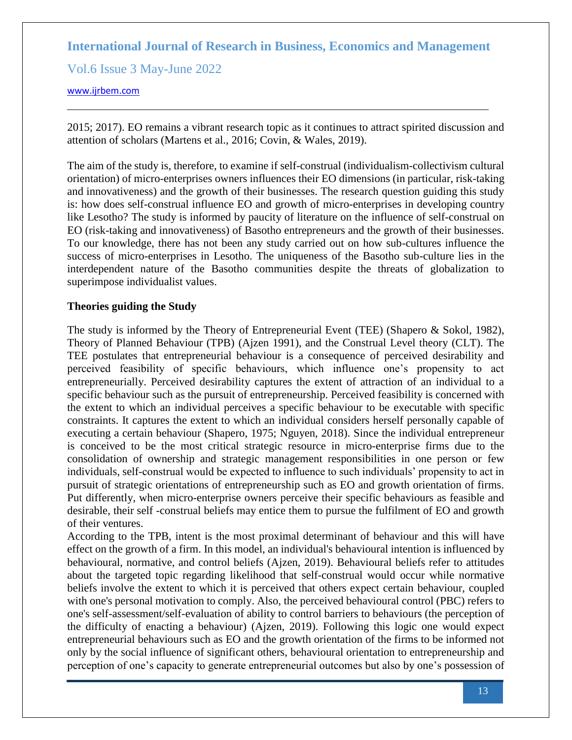2015; 2017). EO remains a vibrant research topic as it continues to attract spirited discussion and attention of scholars (Martens et al., 2016; Covin, & Wales, 2019).

The aim of the study is, therefore, to examine if self-construal (individualism-collectivism cultural orientation) of micro-enterprises owners influences their EO dimensions (in particular, risk-taking and innovativeness) and the growth of their businesses. The research question guiding this study is: how does self-construal influence EO and growth of micro-enterprises in developing country like Lesotho? The study is informed by paucity of literature on the influence of self-construal on EO (risk-taking and innovativeness) of Basotho entrepreneurs and the growth of their businesses. To our knowledge, there has not been any study carried out on how sub-cultures influence the success of micro-enterprises in Lesotho. The uniqueness of the Basotho sub-culture lies in the interdependent nature of the Basotho communities despite the threats of globalization to superimpose individualist values.

**Theories guiding the Study**

The study is informed by the Theory of Entrepreneurial Event (TEE) (Shapero & Sokol, 1982), Theory of Planned Behaviour (TPB) (Ajzen 1991), and the Construal Level theory (CLT). The TEE postulates that entrepreneurial behaviour is a consequence of perceived desirability and perceived feasibility of specific behaviours, which influence one's propensity to act entrepreneurially. Perceived desirability captures the extent of attraction of an individual to a specific behaviour such as the pursuit of entrepreneurship. Perceived feasibility is concerned with the extent to which an individual perceives a specific behaviour to be executable with specific constraints. It captures the extent to which an individual considers herself personally capable of executing a certain behaviour (Shapero, 1975; Nguyen, 2018). Since the individual entrepreneur is conceived to be the most critical strategic resource in micro-enterprise firms due to the consolidation of ownership and strategic management responsibilities in one person or few individuals, self-construal would be expected to influence to such individuals' propensity to act in pursuit of strategic orientations of entrepreneurship such as EO and growth orientation of firms. Put differently, when micro-enterprise owners perceive their specific behaviours as feasible and desirable, their self -construal beliefs may entice them to pursue the fulfilment of EO and growth of their ventures.

According to the TPB, intent is the most proximal determinant of behaviour and this will have effect on the growth of a firm. In this model, an individual's behavioural intention is influenced by behavioural, normative, and control beliefs (Ajzen, 2019). Behavioural beliefs refer to attitudes about the targeted topic regarding likelihood that self-construal would occur while normative beliefs involve the extent to which it is perceived that others expect certain behaviour, coupled with one's personal motivation to comply. Also, the perceived behavioural control (PBC) refers to one's self-assessment/self-evaluation of ability to control barriers to behaviours (the perception of the difficulty of enacting a behaviour) (Ajzen, 2019). Following this logic one would expect entrepreneurial behaviours such as EO and the growth orientation of the firms to be informed not only by the social influence of significant others, behavioural orientation to entrepreneurship and perception of one's capacity to generate entrepreneurial outcomes but also by one's possession of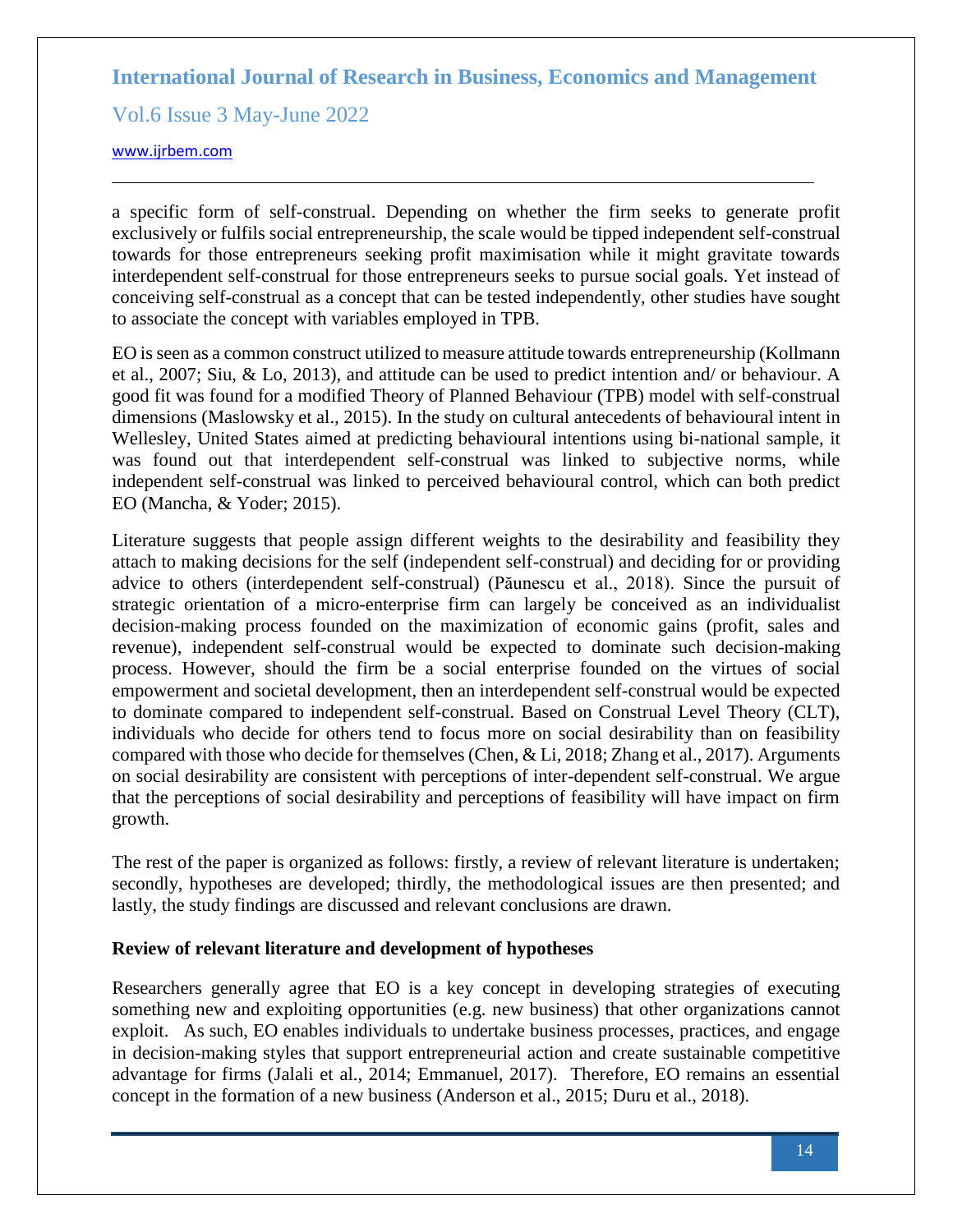a specific form of self-construal. Depending on whether the firm seeks to generate profit exclusively or fulfils social entrepreneurship, the scale would be tipped independent self-construal towards for those entrepreneurs seeking profit maximisation while it might gravitate towards interdependent self-construal for those entrepreneurs seeks to pursue social goals. Yet instead of conceiving self-construal as a concept that can be tested independently, other studies have sought to associate the concept with variables employed in TPB.

EO is seen as a common construct utilized to measure attitude towards entrepreneurship (Kollmann et al., 2007; Siu, & Lo, 2013), and attitude can be used to predict intention and/ or behaviour. A good fit was found for a modified Theory of Planned Behaviour (TPB) model with self-construal dimensions (Maslowsky et al., 2015). In the study on cultural antecedents of behavioural intent in Wellesley, United States aimed at predicting behavioural intentions using bi-national sample, it was found out that interdependent self-construal was linked to subjective norms, while independent self-construal was linked to perceived behavioural control, which can both predict EO (Mancha, & Yoder; 2015).

Literature suggests that people assign different weights to the desirability and feasibility they attach to making decisions for the self (independent self-construal) and deciding for or providing advice to others (interdependent self-construal) (Păunescu et al., 2018). Since the pursuit of strategic orientation of a micro-enterprise firm can largely be conceived as an individualist decision-making process founded on the maximization of economic gains (profit, sales and revenue), independent self-construal would be expected to dominate such decision-making process. However, should the firm be a social enterprise founded on the virtues of social empowerment and societal development, then an interdependent self-construal would be expected to dominate compared to independent self-construal. Based on Construal Level Theory (CLT), individuals who decide for others tend to focus more on social desirability than on feasibility compared with those who decide for themselves (Chen, & Li, 2018; Zhang et al., 2017). Arguments on social desirability are consistent with perceptions of inter-dependent self-construal. We argue that the perceptions of social desirability and perceptions of feasibility will have impact on firm growth.

The rest of the paper is organized as follows: firstly, a review of relevant literature is undertaken; secondly, hypotheses are developed; thirdly, the methodological issues are then presented; and lastly, the study findings are discussed and relevant conclusions are drawn.

## Review of relevant literature and development of hypotheses

Researchers generally agree that EO is a key concept in developing strategies of executing something new and exploiting opportunities (e.g. new business) that other organizations cannot exploit. As such, EO enables individuals to undertake business processes, practices, and engage in decision-making styles that support entrepreneurial action and create sustainable competitive advantage for firms (Jalali et al., 2014; Emmanuel, 2017). Therefore, EO remains an essential concept in the formation of a new business (Anderson et al., 2015; Duru et al., 2018).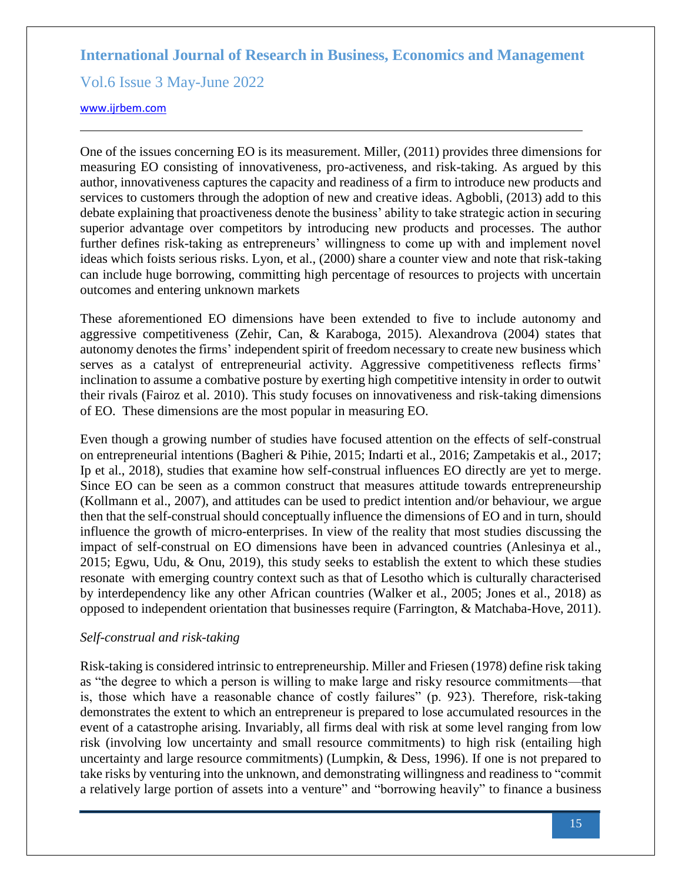One of the issues concerning EO is its measurement. Miller, (2011) provides three dimensions for measuring EO consisting of innovativeness, pro-activeness, and risk-taking. As argued by this author, innovativeness captures the capacity and readiness of a firm to introduce new products and services to customers through the adoption of new and creative ideas. Agbobli, (2013) add to this debate explaining that proactiveness denote the business' ability to take strategic action in securing superior advantage over competitors by introducing new products and processes. The author further defines risk-taking as entrepreneurs' willingness to come up with and implement novel ideas which foists serious risks. Lyon, et al., (2000) share a counter view and note that risk-taking can include huge borrowing, committing high percentage of resources to projects with uncertain outcomes and entering unknown markets

These aforementioned EO dimensions have been extended to five to include autonomy and aggressive competitiveness (Zehir, Can, & Karaboga, 2015). Alexandrova (2004) states that autonomy denotes the firms' independent spirit of freedom necessary to create new business which serves as a catalyst of entrepreneurial activity. Aggressive competitiveness reflects firms' inclination to assume a combative posture by exerting high competitive intensity in order to outwit their rivals (Fairoz et al. 2010). This study focuses on innovativeness and risk-taking dimensions of EO. These dimensions are the most popular in measuring EO.

Even though a growing number of studies have focused attention on the effects of self-construal on entrepreneurial intentions (Bagheri & Pihie, 2015; Indarti et al., 2016; Zampetakis et al., 2017; Ip et al., 2018), studies that examine how self-construal influences EO directly are yet to merge. Since EO can be seen as a common construct that measures attitude towards entrepreneurship (Kollmann et al., 2007), and attitudes can be used to predict intention and/or behaviour, we argue then that the self-construal should conceptually influence the dimensions of EO and in turn, should influence the growth of micro-enterprises. In view of the reality that most studies discussing the impact of self-construal on EO dimensions have been in advanced countries (Anlesinya et al., 2015; Egwu, Udu, & Onu, 2019), this study seeks to establish the extent to which these studies resonate with emerging country context such as that of Lesotho which is culturally characterised by interdependency like any other African countries (Walker et al., 2005; Jones et al., 2018) as opposed to independent orientation that businesses require (Farrington, & Matchaba-Hove, 2011).

*Self-construal and risk-taking*

Risk-taking is considered intrinsic to entrepreneurship. Miller and Friesen (1978) define risk taking as "the degree to which a person is willing to make large and risky resource commitments—that is, those which have a reasonable chance of costly failures" (p. 923). Therefore, risk-taking demonstrates the extent to which an entrepreneur is prepared to lose accumulated resources in the event of a catastrophe arising. Invariably, all firms deal with risk at some level ranging from low risk (involving low uncertainty and small resource commitments) to high risk (entailing high uncertainty and large resource commitments) (Lumpkin, & Dess, 1996). If one is not prepared to take risks by venturing into the unknown, and demonstrating willingness and readiness to "commit a relatively large portion of assets into a venture" and "borrowing heavily" to finance a business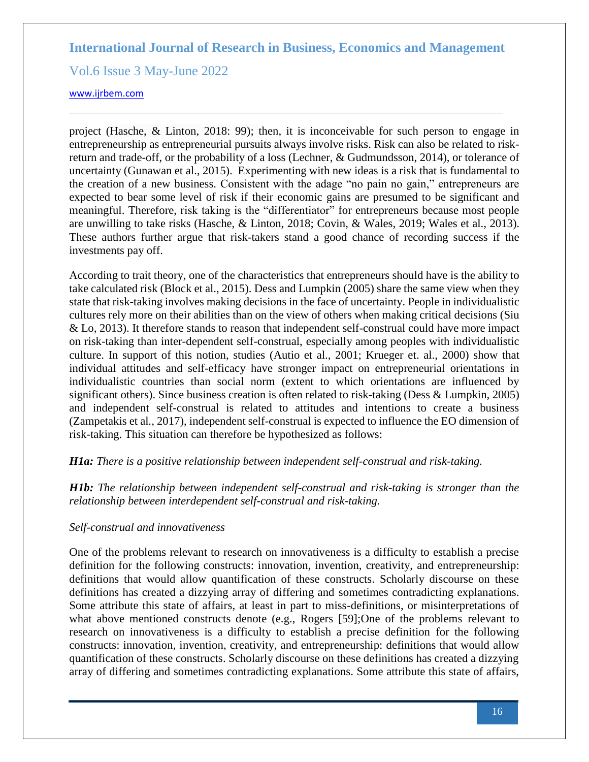project (Hasche, & Linton, 2018: 99); then, it is inconceivable for such person to engage in entrepreneurship as entrepreneurial pursuits always involve risks. Risk can also be related to risk-return and trade-off, or the probability of a loss (Lechner, & Gudmundsson, 2014), or tolerance of uncertainty (Gunawan et al., 2015). Experimenting with new ideas is a risk that is fundamental to the creation of a new business. Consistent with the adage "no pain no gain," entrepreneurs are expected to bear some level of risk if their economic gains are presumed to be significant and meaningful. Therefore, risk taking is the "differentiator" for entrepreneurs because most people are unwilling to take risks (Hasche, & Linton, 2018; Covin, & Wales, 2019; Wales et al., 2013). These authors further argue that risk-takers stand a good chance of recording success if the investments pay off.

According to trait theory, one of the characteristics that entrepreneurs should have is the ability to take calculated risk (Block et al., 2015). Dess and Lumpkin (2005) share the same view when they state that risk-taking involves making decisions in the face of uncertainty. People in individualistic cultures rely more on their abilities than on the view of others when making critical decisions (Siu & Lo, 2013). It therefore stands to reason that independent self-construal could have more impact on risk-taking than inter-dependent self-construal, especially among peoples with individualistic culture. In support of this notion, studies (Autio et al., 2001; Krueger et. al., 2000) show that individual attitudes and self-efficacy have stronger impact on entrepreneurial orientations in individualistic countries than social norm (extent to which orientations are influenced by significant others). Since business creation is often related to risk-taking (Dess & Lumpkin, 2005) and independent self-construal is related to attitudes and intentions to create a business (Zampetakis et al., 2017), independent self-construal is expected to influence the EO dimension of risk-taking. This situation can therefore be hypothesized as follows:

***H1a:*** *There is a positive relationship between independent self-construal and risk-taking.*

***H1b:*** *The relationship between independent self-construal and risk-taking is stronger than the relationship between interdependent self-construal and risk-taking.*

*Self-construal and innovativeness*

One of the problems relevant to research on innovativeness is a difficulty to establish a precise definition for the following constructs: innovation, invention, creativity, and entrepreneurship: definitions that would allow quantification of these constructs. Scholarly discourse on these definitions has created a dizzying array of differing and sometimes contradicting explanations. Some attribute this state of affairs, at least in part to miss-definitions, or misinterpretations of what above mentioned constructs denote (e.g., Rogers [59];One of the problems relevant to research on innovativeness is a difficulty to establish a precise definition for the following constructs: innovation, invention, creativity, and entrepreneurship: definitions that would allow quantification of these constructs. Scholarly discourse on these definitions has created a dizzying array of differing and sometimes contradicting explanations. Some attribute this state of affairs,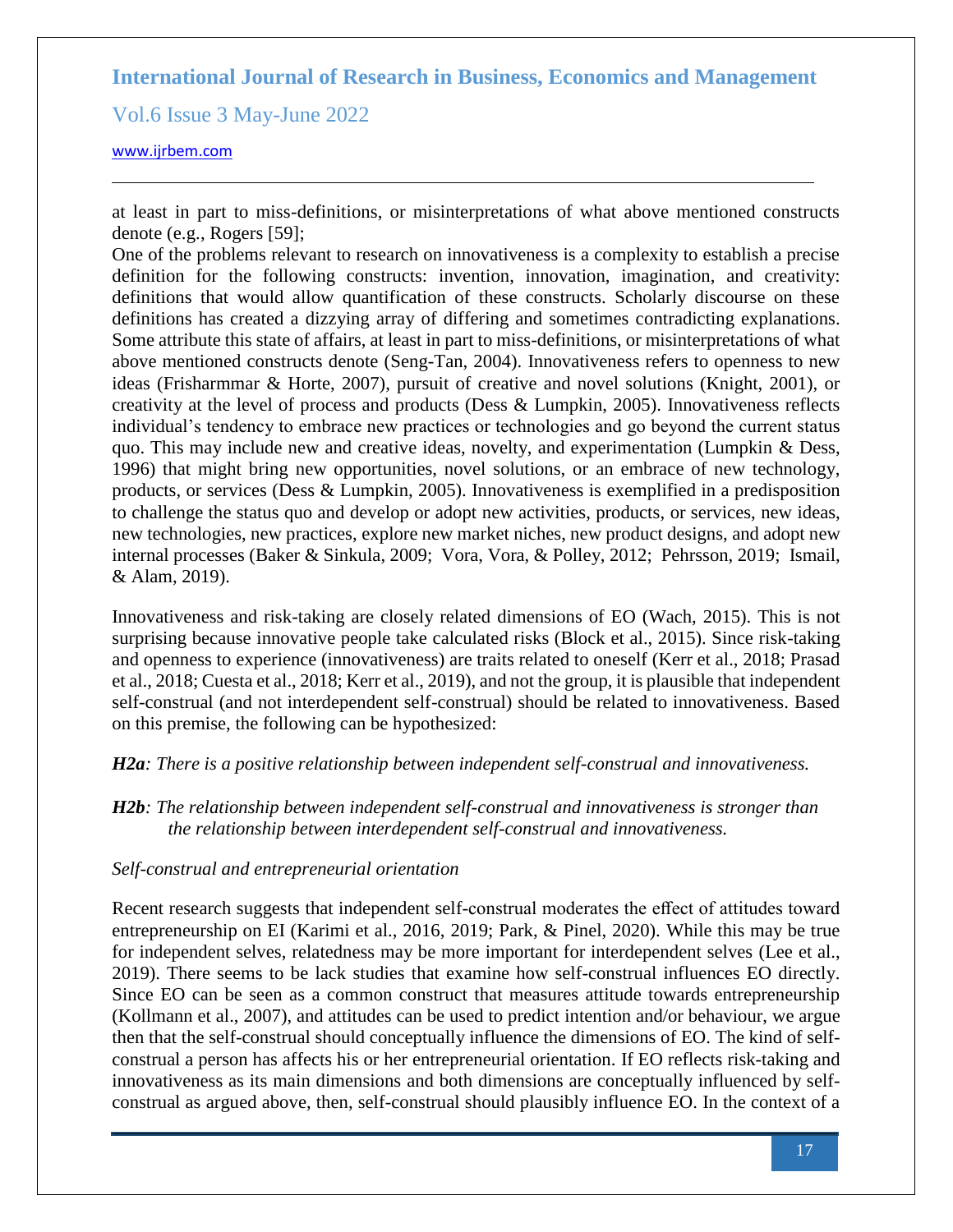at least in part to miss-definitions, or misinterpretations of what above mentioned constructs denote (e.g., Rogers [59];

One of the problems relevant to research on innovativeness is a complexity to establish a precise definition for the following constructs: invention, innovation, imagination, and creativity: definitions that would allow quantification of these constructs. Scholarly discourse on these definitions has created a dizzying array of differing and sometimes contradicting explanations. Some attribute this state of affairs, at least in part to miss-definitions, or misinterpretations of what above mentioned constructs denote (Seng-Tan, 2004). Innovativeness refers to openness to new ideas (Frisharmmar & Horte, 2007), pursuit of creative and novel solutions (Knight, 2001), or creativity at the level of process and products (Dess & Lumpkin, 2005). Innovativeness reflects individual's tendency to embrace new practices or technologies and go beyond the current status quo. This may include new and creative ideas, novelty, and experimentation (Lumpkin & Dess, 1996) that might bring new opportunities, novel solutions, or an embrace of new technology, products, or services (Dess & Lumpkin, 2005). Innovativeness is exemplified in a predisposition to challenge the status quo and develop or adopt new activities, products, or services, new ideas, new technologies, new practices, explore new market niches, new product designs, and adopt new internal processes (Baker & Sinkula, 2009; Vora, Vora, & Polley, 2012; Pehrsson, 2019; Ismail, & Alam, 2019).

Innovativeness and risk-taking are closely related dimensions of EO (Wach, 2015). This is not surprising because innovative people take calculated risks (Block et al., 2015). Since risk-taking and openness to experience (innovativeness) are traits related to oneself (Kerr et al., 2018; Prasad et al., 2018; Cuesta et al., 2018; Kerr et al., 2019), and not the group, it is plausible that independent self-construal (and not interdependent self-construal) should be related to innovativeness. Based on this premise, the following can be hypothesized:

***H2a****: There is a positive relationship between independent self-construal and innovativeness.*

***H2b****: The relationship between independent self-construal and innovativeness is stronger than the relationship between interdependent self-construal and innovativeness.*

*Self-construal and entrepreneurial orientation*

Recent research suggests that independent self-construal moderates the effect of attitudes toward entrepreneurship on EI (Karimi et al., 2016, 2019; Park, & Pinel, 2020). While this may be true for independent selves, relatedness may be more important for interdependent selves (Lee et al., 2019). There seems to be lack studies that examine how self-construal influences EO directly. Since EO can be seen as a common construct that measures attitude towards entrepreneurship (Kollmann et al., 2007), and attitudes can be used to predict intention and/or behaviour, we argue then that the self-construal should conceptually influence the dimensions of EO. The kind of self-construal a person has affects his or her entrepreneurial orientation. If EO reflects risk-taking and innovativeness as its main dimensions and both dimensions are conceptually influenced by self-construal as argued above, then, self-construal should plausibly influence EO. In the context of a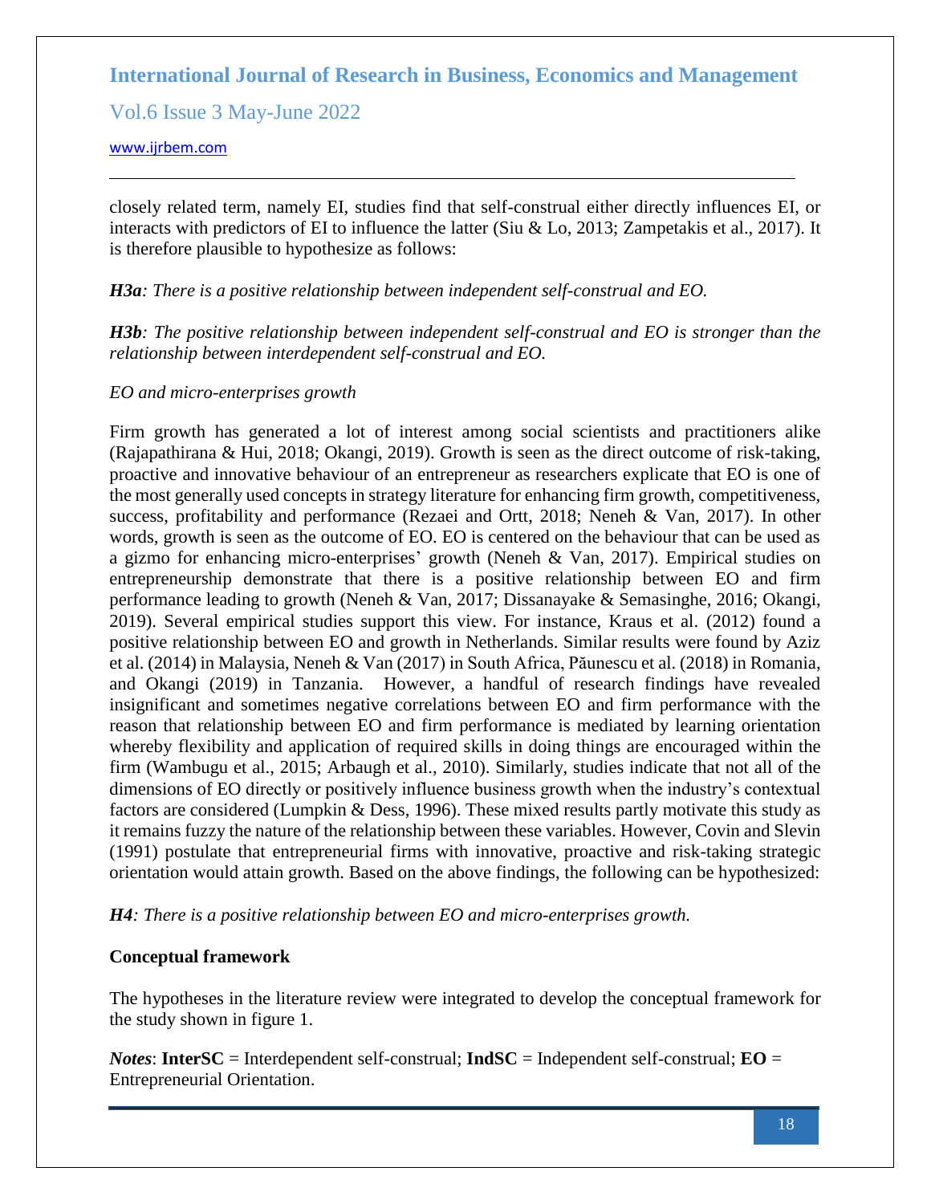closely related term, namely EI, studies find that self-construal either directly influences EI, or interacts with predictors of EI to influence the latter (Siu & Lo, 2013; Zampetakis et al., 2017). It is therefore plausible to hypothesize as follows:

***H3a**: There is a positive relationship between independent self-construal and EO.*

***H3b**: The positive relationship between independent self-construal and EO is stronger than the relationship between interdependent self-construal and EO.*

*EO and micro-enterprises growth*

Firm growth has generated a lot of interest among social scientists and practitioners alike (Rajapathirana & Hui, 2018; Okangi, 2019). Growth is seen as the direct outcome of risk-taking, proactive and innovative behaviour of an entrepreneur as researchers explicate that EO is one of the most generally used concepts in strategy literature for enhancing firm growth, competitiveness, success, profitability and performance (Rezaei and Ortt, 2018; Neneh & Van, 2017). In other words, growth is seen as the outcome of EO. EO is centered on the behaviour that can be used as a gizmo for enhancing micro-enterprises' growth (Neneh & Van, 2017). Empirical studies on entrepreneurship demonstrate that there is a positive relationship between EO and firm performance leading to growth (Neneh & Van, 2017; Dissanayake & Semasinghe, 2016; Okangi, 2019). Several empirical studies support this view. For instance, Kraus et al. (2012) found a positive relationship between EO and growth in Netherlands. Similar results were found by Aziz et al. (2014) in Malaysia, Neneh & Van (2017) in South Africa, Păunescu et al. (2018) in Romania, and Okangi (2019) in Tanzania. However, a handful of research findings have revealed insignificant and sometimes negative correlations between EO and firm performance with the reason that relationship between EO and firm performance is mediated by learning orientation whereby flexibility and application of required skills in doing things are encouraged within the firm (Wambugu et al., 2015; Arbaugh et al., 2010). Similarly, studies indicate that not all of the dimensions of EO directly or positively influence business growth when the industry's contextual factors are considered (Lumpkin & Dess, 1996). These mixed results partly motivate this study as it remains fuzzy the nature of the relationship between these variables. However, Covin and Slevin (1991) postulate that entrepreneurial firms with innovative, proactive and risk-taking strategic orientation would attain growth. Based on the above findings, the following can be hypothesized:

***H4**: There is a positive relationship between EO and micro-enterprises growth.*

**Conceptual framework**

The hypotheses in the literature review were integrated to develop the conceptual framework for the study shown in figure 1.

***Notes***: **InterSC** = Interdependent self-construal; **IndSC** = Independent self-construal; **EO** = Entrepreneurial Orientation.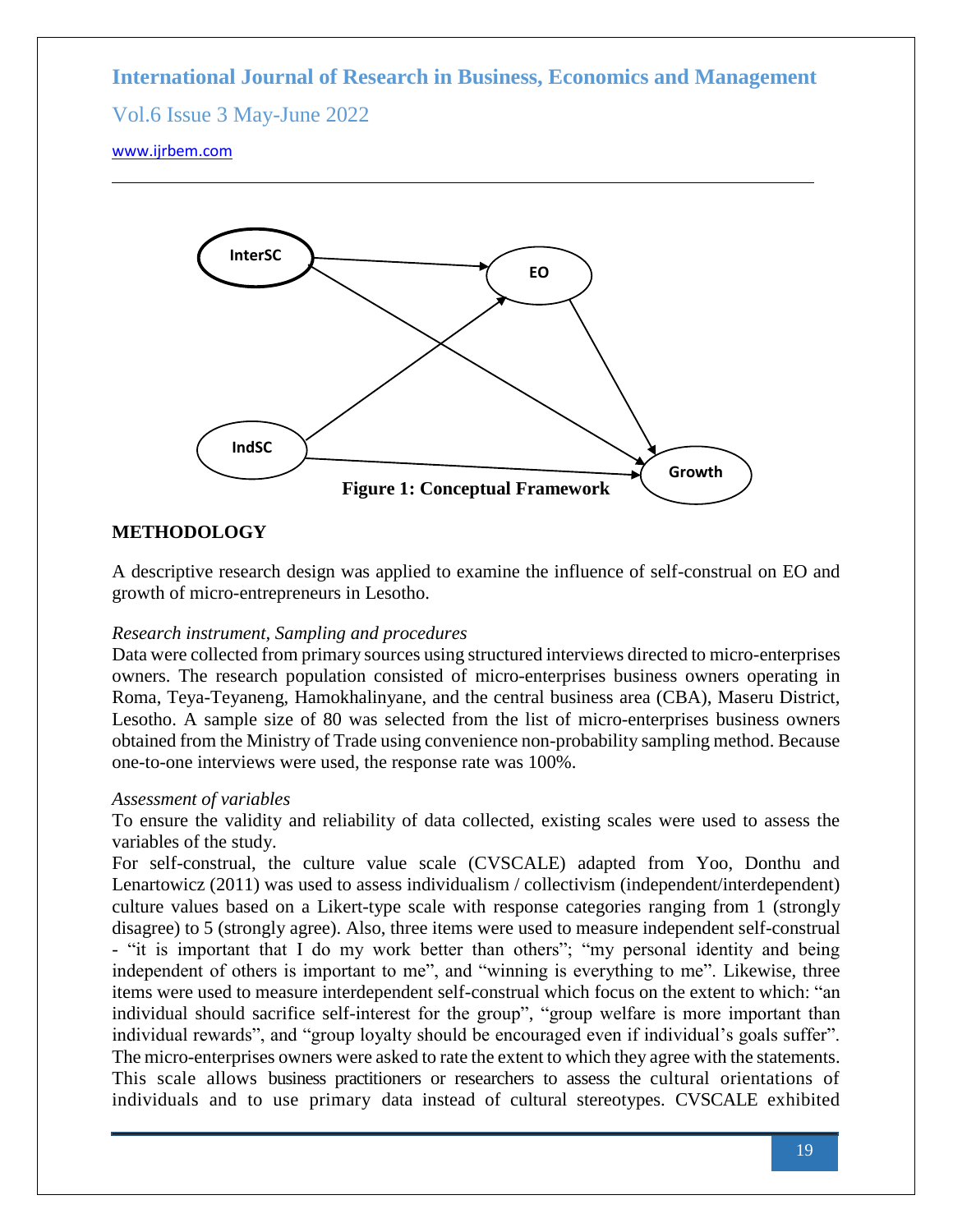Figure 1: Conceptual Framework

## METHODOLOGY

A descriptive research design was applied to examine the influence of self-construal on EO and growth of micro-entrepreneurs in Lesotho.

*Research instrument, Sampling and procedures*

Data were collected from primary sources using structured interviews directed to micro-enterprises owners. The research population consisted of micro-enterprises business owners operating in Roma, Teya-Teyaneng, Hamokhalinyane, and the central business area (CBA), Maseru District, Lesotho. A sample size of 80 was selected from the list of micro-enterprises business owners obtained from the Ministry of Trade using convenience non-probability sampling method. Because one-to-one interviews were used, the response rate was 100%.

*Assessment of variables*

To ensure the validity and reliability of data collected, existing scales were used to assess the variables of the study.

For self-construal, the culture value scale (CVSCALE) adapted from Yoo, Donthu and Lenartowicz (2011) was used to assess individualism / collectivism (independent/interdependent) culture values based on a Likert-type scale with response categories ranging from 1 (strongly disagree) to 5 (strongly agree). Also, three items were used to measure independent self-construal - "it is important that I do my work better than others"; "my personal identity and being independent of others is important to me", and "winning is everything to me". Likewise, three items were used to measure interdependent self-construal which focus on the extent to which: "an individual should sacrifice self-interest for the group", "group welfare is more important than individual rewards", and "group loyalty should be encouraged even if individual's goals suffer". The micro-enterprises owners were asked to rate the extent to which they agree with the statements. This scale allows business practitioners or researchers to assess the cultural orientations of individuals and to use primary data instead of cultural stereotypes. CVSCALE exhibited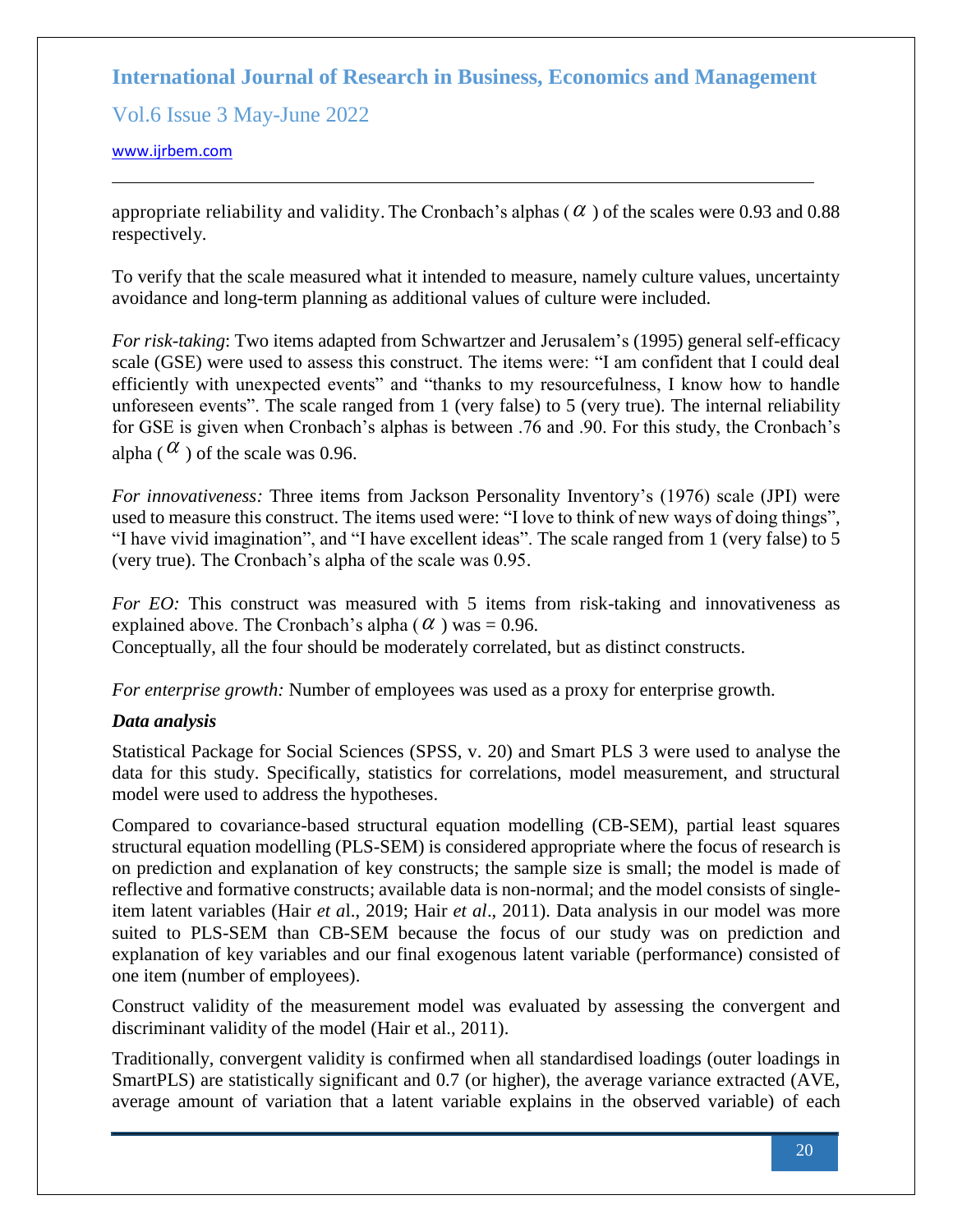appropriate reliability and validity. The Cronbach's alphas ($\alpha$) of the scales were 0.93 and 0.88 respectively.

To verify that the scale measured what it intended to measure, namely culture values, uncertainty avoidance and long-term planning as additional values of culture were included.

*For risk-taking*: Two items adapted from Schwartzer and Jerusalem's (1995) general self-efficacy scale (GSE) were used to assess this construct. The items were: "I am confident that I could deal efficiently with unexpected events" and "thanks to my resourcefulness, I know how to handle unforeseen events". The scale ranged from 1 (very false) to 5 (very true). The internal reliability for GSE is given when Cronbach's alphas is between .76 and .90. For this study, the Cronbach's alpha ($\alpha$) of the scale was 0.96.

*For innovativeness:* Three items from Jackson Personality Inventory's (1976) scale (JPI) were used to measure this construct. The items used were: "I love to think of new ways of doing things", "I have vivid imagination", and "I have excellent ideas". The scale ranged from 1 (very false) to 5 (very true). The Cronbach's alpha of the scale was 0.95.

*For EO:* This construct was measured with 5 items from risk-taking and innovativeness as explained above. The Cronbach's alpha ($\alpha$) was = 0.96.
Conceptually, all the four should be moderately correlated, but as distinct constructs.

*For enterprise growth:* Number of employees was used as a proxy for enterprise growth.

### *Data analysis*

Statistical Package for Social Sciences (SPSS, v. 20) and Smart PLS 3 were used to analyse the data for this study. Specifically, statistics for correlations, model measurement, and structural model were used to address the hypotheses.

Compared to covariance-based structural equation modelling (CB-SEM), partial least squares structural equation modelling (PLS-SEM) is considered appropriate where the focus of research is on prediction and explanation of key constructs; the sample size is small; the model is made of reflective and formative constructs; available data is non-normal; and the model consists of single-item latent variables (Hair *et a*l., 2019; Hair *et al*., 2011). Data analysis in our model was more suited to PLS-SEM than CB-SEM because the focus of our study was on prediction and explanation of key variables and our final exogenous latent variable (performance) consisted of one item (number of employees).

Construct validity of the measurement model was evaluated by assessing the convergent and discriminant validity of the model (Hair et al., 2011).

Traditionally, convergent validity is confirmed when all standardised loadings (outer loadings in SmartPLS) are statistically significant and 0.7 (or higher), the average variance extracted (AVE, average amount of variation that a latent variable explains in the observed variable) of each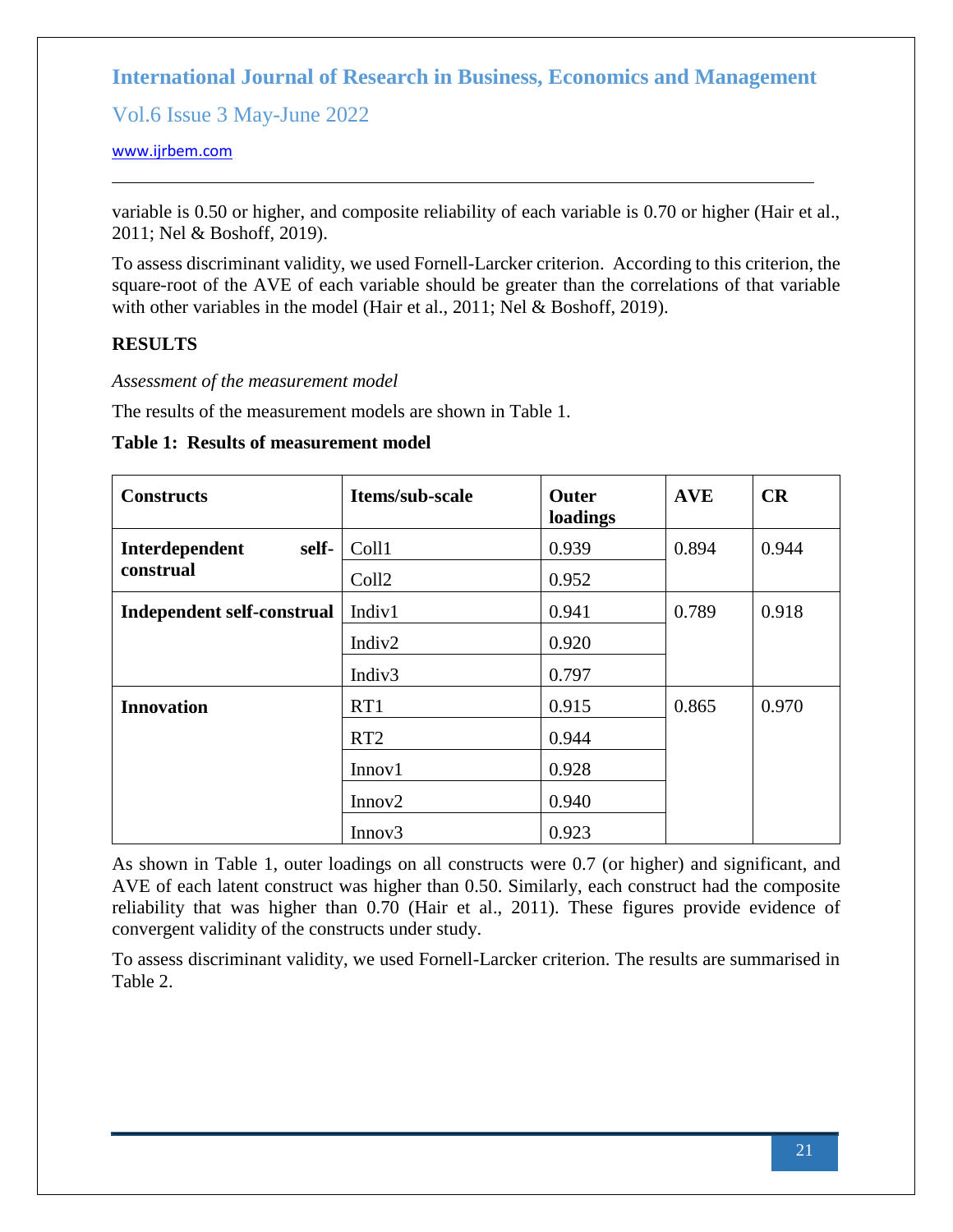variable is 0.50 or higher, and composite reliability of each variable is 0.70 or higher (Hair et al., 2011; Nel & Boshoff, 2019).

To assess discriminant validity, we used Fornell-Larcker criterion. According to this criterion, the square-root of the AVE of each variable should be greater than the correlations of that variable with other variables in the model (Hair et al., 2011; Nel & Boshoff, 2019).

## RESULTS

*Assessment of the measurement model*

The results of the measurement models are shown in Table 1.

**Table 1: Results of measurement model**

| Constructs | Items/sub-scale | Outer loadings | AVE | CR |
|---|---|---|---|---|
| **Interdependent self-construal** | Coll1 | 0.939 | 0.894 | 0.944 |
| | Coll2 | 0.952 | | |
| **Independent self-construal** | Indiv1 | 0.941 | 0.789 | 0.918 |
| | Indiv2 | 0.920 | | |
| | Indiv3 | 0.797 | | |
| **Innovation** | RT1 | 0.915 | 0.865 | 0.970 |
| | RT2 | 0.944 | | |
| | Innov1 | 0.928 | | |
| | Innov2 | 0.940 | | |
| | Innov3 | 0.923 | | |

As shown in Table 1, outer loadings on all constructs were 0.7 (or higher) and significant, and AVE of each latent construct was higher than 0.50. Similarly, each construct had the composite reliability that was higher than 0.70 (Hair et al., 2011). These figures provide evidence of convergent validity of the constructs under study.

To assess discriminant validity, we used Fornell-Larcker criterion. The results are summarised in Table 2.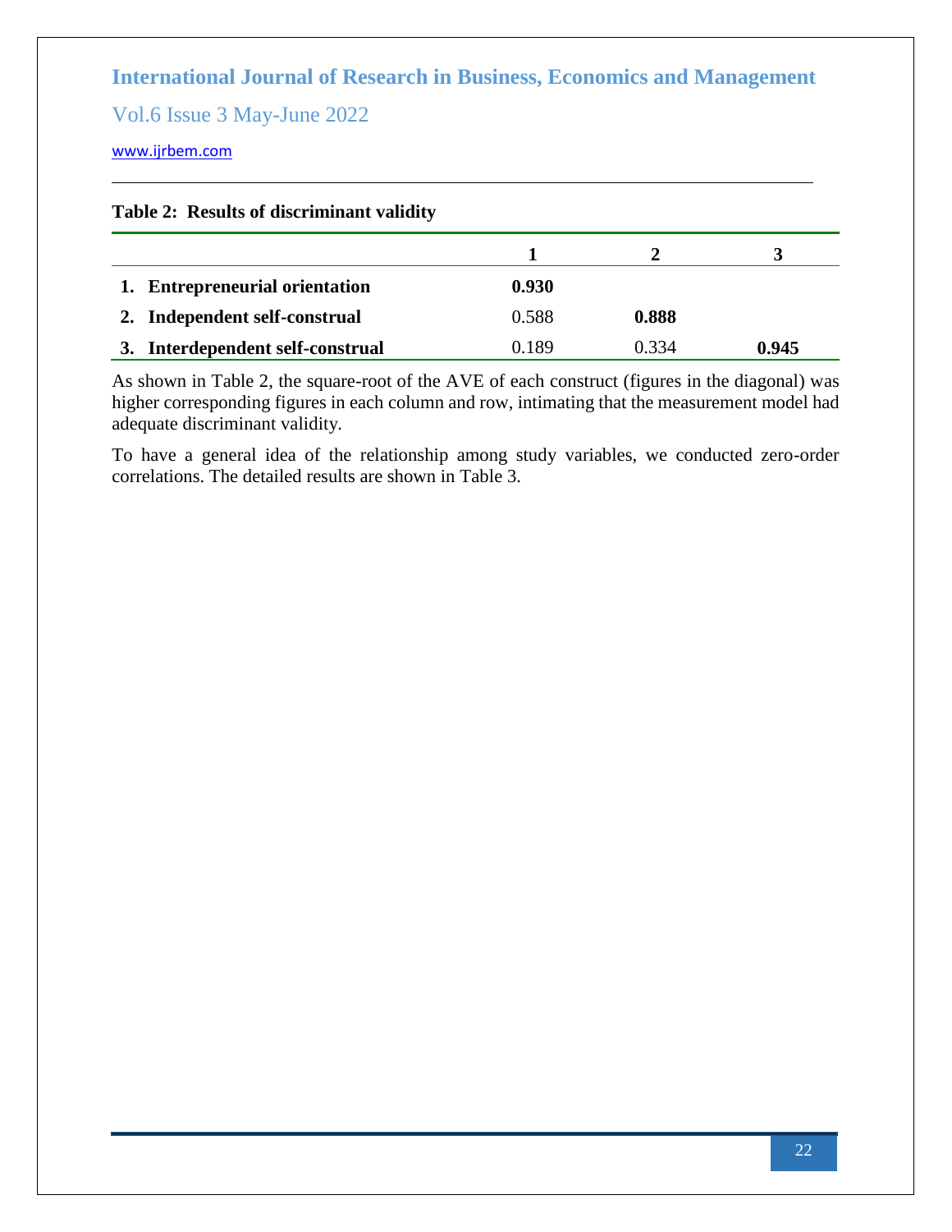**Table 2: Results of discriminant validity**

| | 1 | 2 | 3 |
|---|---|---|---|
| 1. **Entrepreneurial orientation** | **0.930** | | |
| 2. **Independent self-construal** | 0.588 | **0.888** | |
| 3. **Interdependent self-construal** | 0.189 | 0.334 | **0.945** |

As shown in Table 2, the square-root of the AVE of each construct (figures in the diagonal) was higher corresponding figures in each column and row, intimating that the measurement model had adequate discriminant validity.

To have a general idea of the relationship among study variables, we conducted zero-order correlations. The detailed results are shown in Table 3.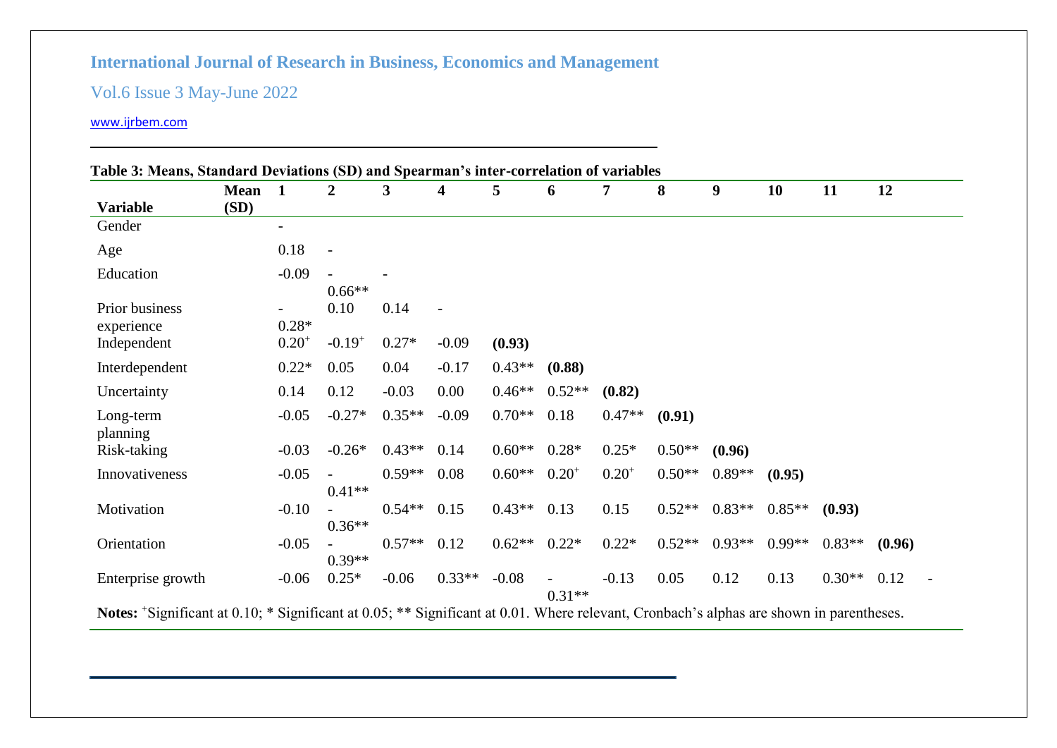**Table 3: Means, Standard Deviations (SD) and Spearman's inter-correlation of variables**

| Variable | Mean (SD) | 1 | 2 | 3 | 4 | 5 | 6 | 7 | 8 | 9 | 10 | 11 | 12 | |
|---|---|---|---|---|---|---|---|---|---|---|---|---|---|---|
| Gender | | - | | | | | | | | | | | | |
| Age | | 0.18 | - | | | | | | | | | | | |
| Education | | -0.09 | -0.66** | - | | | | | | | | | | |
| Prior business experience | | -0.28* | 0.10 | 0.14 | - | | | | | | | | | |
| Independent | | 0.20$^{+}$ | -0.19$^{+}$ | 0.27* | -0.09 | **(0.93)** | | | | | | | | |
| Interdependent | | 0.22* | 0.05 | 0.04 | -0.17 | 0.43** | **(0.88)** | | | | | | | |
| Uncertainty | | 0.14 | 0.12 | -0.03 | 0.00 | 0.46** | 0.52** | **(0.82)** | | | | | | |
| Long-term planning | | -0.05 | -0.27* | 0.35** | -0.09 | 0.70** | 0.18 | 0.47** | **(0.91)** | | | | | |
| Risk-taking | | -0.03 | -0.26* | 0.43** | 0.14 | 0.60** | 0.28* | 0.25* | 0.50** | **(0.96)** | | | | |
| Innovativeness | | -0.05 | -0.41** | 0.59** | 0.08 | 0.60** | 0.20$^{+}$ | 0.20$^{+}$ | 0.50** | 0.89** | **(0.95)** | | | |
| Motivation | | -0.10 | -0.36** | 0.54** | 0.15 | 0.43** | 0.13 | 0.15 | 0.52** | 0.83** | 0.85** | **(0.93)** | | |
| Orientation | | -0.05 | -0.39** | 0.57** | 0.12 | 0.62** | 0.22* | 0.22* | 0.52** | 0.93** | 0.99** | 0.83** | **(0.96)** | |
| Enterprise growth | | -0.06 | 0.25* | -0.06 | 0.33** | -0.08 | -0.31** | -0.13 | 0.05 | 0.12 | 0.13 | 0.30** | 0.12 | - |

**Notes:** $^{+}$Significant at 0.10; * Significant at 0.05; ** Significant at 0.01. Where relevant, Cronbach's alphas are shown in parentheses.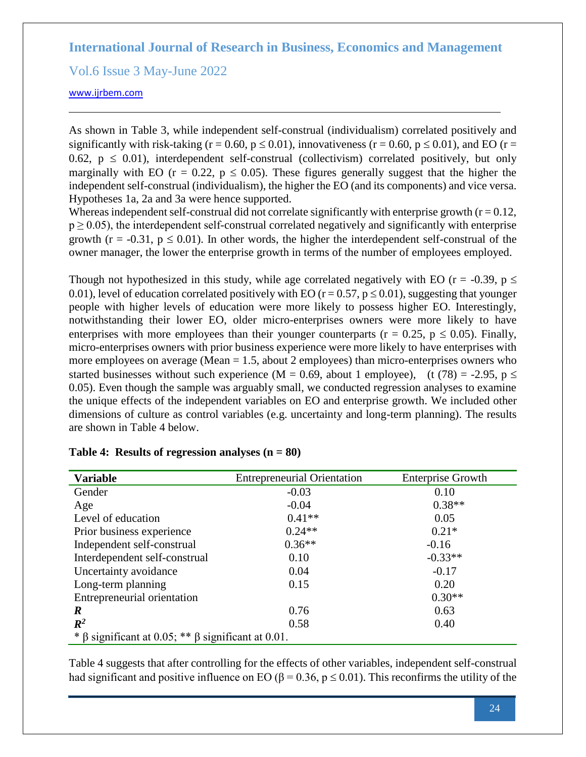As shown in Table 3, while independent self-construal (individualism) correlated positively and significantly with risk-taking ($r = 0.60$, $p \leq 0.01$), innovativeness ($r = 0.60$, $p \leq 0.01$), and EO ($r = 0.62$, $p \leq 0.01$), interdependent self-construal (collectivism) correlated positively, but only marginally with EO ($r = 0.22$, $p \leq 0.05$). These figures generally suggest that the higher the independent self-construal (individualism), the higher the EO (and its components) and vice versa. Hypotheses 1a, 2a and 3a were hence supported.

Whereas independent self-construal did not correlate significantly with enterprise growth ($r = 0.12$, $p \geq 0.05$), the interdependent self-construal correlated negatively and significantly with enterprise growth ($r = -0.31$, $p \leq 0.01$). In other words, the higher the interdependent self-construal of the owner manager, the lower the enterprise growth in terms of the number of employees employed.

Though not hypothesized in this study, while age correlated negatively with EO ($r = -0.39$, $p \leq 0.01$), level of education correlated positively with EO ($r = 0.57$, $p \leq 0.01$), suggesting that younger people with higher levels of education were more likely to possess higher EO. Interestingly, notwithstanding their lower EO, older micro-enterprises owners were more likely to have enterprises with more employees than their younger counterparts ($r = 0.25$, $p \leq 0.05$). Finally, micro-enterprises owners with prior business experience were more likely to have enterprises with more employees on average (Mean = 1.5, about 2 employees) than micro-enterprises owners who started businesses without such experience (M = 0.69, about 1 employee), ($t(78) = -2.95$, $p \leq 0.05$). Even though the sample was arguably small, we conducted regression analyses to examine the unique effects of the independent variables on EO and enterprise growth. We included other dimensions of culture as control variables (e.g. uncertainty and long-term planning). The results are shown in Table 4 below.

**Table 4: Results of regression analyses (n = 80)**

| **Variable** | Entrepreneurial Orientation | Enterprise Growth |
|---|---|---|
| Gender | -0.03 | 0.10 |
| Age | -0.04 | 0.38** |
| Level of education | 0.41** | 0.05 |
| Prior business experience | 0.24** | 0.21* |
| Independent self-construal | 0.36** | -0.16 |
| Interdependent self-construal | 0.10 | -0.33** |
| Uncertainty avoidance | 0.04 | -0.17 |
| Long-term planning | 0.15 | 0.20 |
| Entrepreneurial orientation | | 0.30** |
| ***R*** | 0.76 | 0.63 |
| $R^2$ | 0.58 | 0.40 |

\* β significant at 0.05; ** β significant at 0.01.

Table 4 suggests that after controlling for the effects of other variables, independent self-construal had significant and positive influence on EO ($\beta = 0.36$, $p \leq 0.01$). This reconfirms the utility of the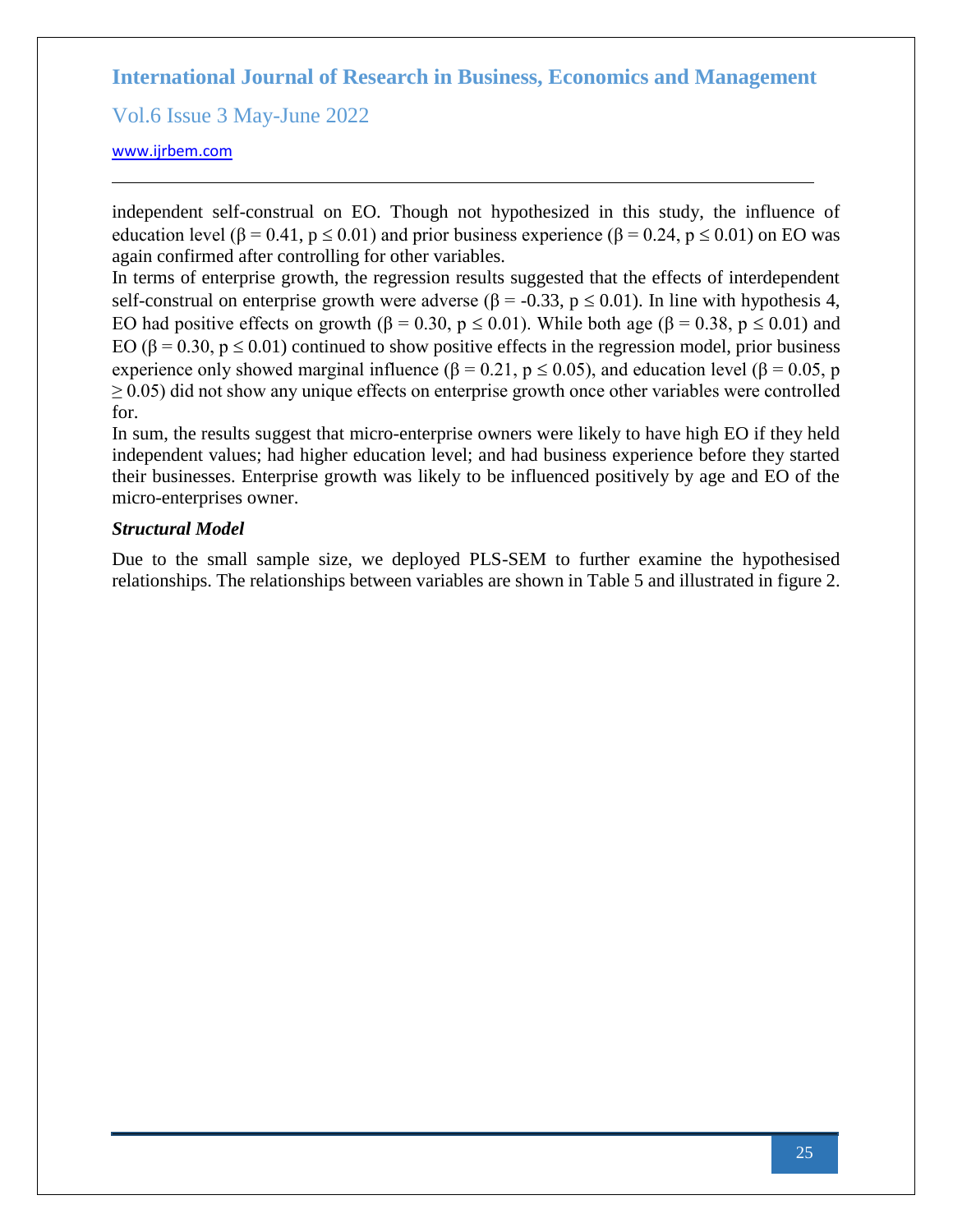independent self-construal on EO. Though not hypothesized in this study, the influence of education level ($\beta = 0.41$, $p \leq 0.01$) and prior business experience ($\beta = 0.24$, $p \leq 0.01$) on EO was again confirmed after controlling for other variables.

In terms of enterprise growth, the regression results suggested that the effects of interdependent self-construal on enterprise growth were adverse ($\beta = -0.33$, $p \leq 0.01$). In line with hypothesis 4, EO had positive effects on growth ($\beta = 0.30$, $p \leq 0.01$). While both age ($\beta = 0.38$, $p \leq 0.01$) and EO ($\beta = 0.30$, $p \leq 0.01$) continued to show positive effects in the regression model, prior business experience only showed marginal influence ($\beta = 0.21$, $p \leq 0.05$), and education level ($\beta = 0.05$, $p \geq 0.05$) did not show any unique effects on enterprise growth once other variables were controlled for.

In sum, the results suggest that micro-enterprise owners were likely to have high EO if they held independent values; had higher education level; and had business experience before they started their businesses. Enterprise growth was likely to be influenced positively by age and EO of the micro-enterprises owner.

***Structural Model***

Due to the small sample size, we deployed PLS-SEM to further examine the hypothesised relationships. The relationships between variables are shown in Table 5 and illustrated in figure 2.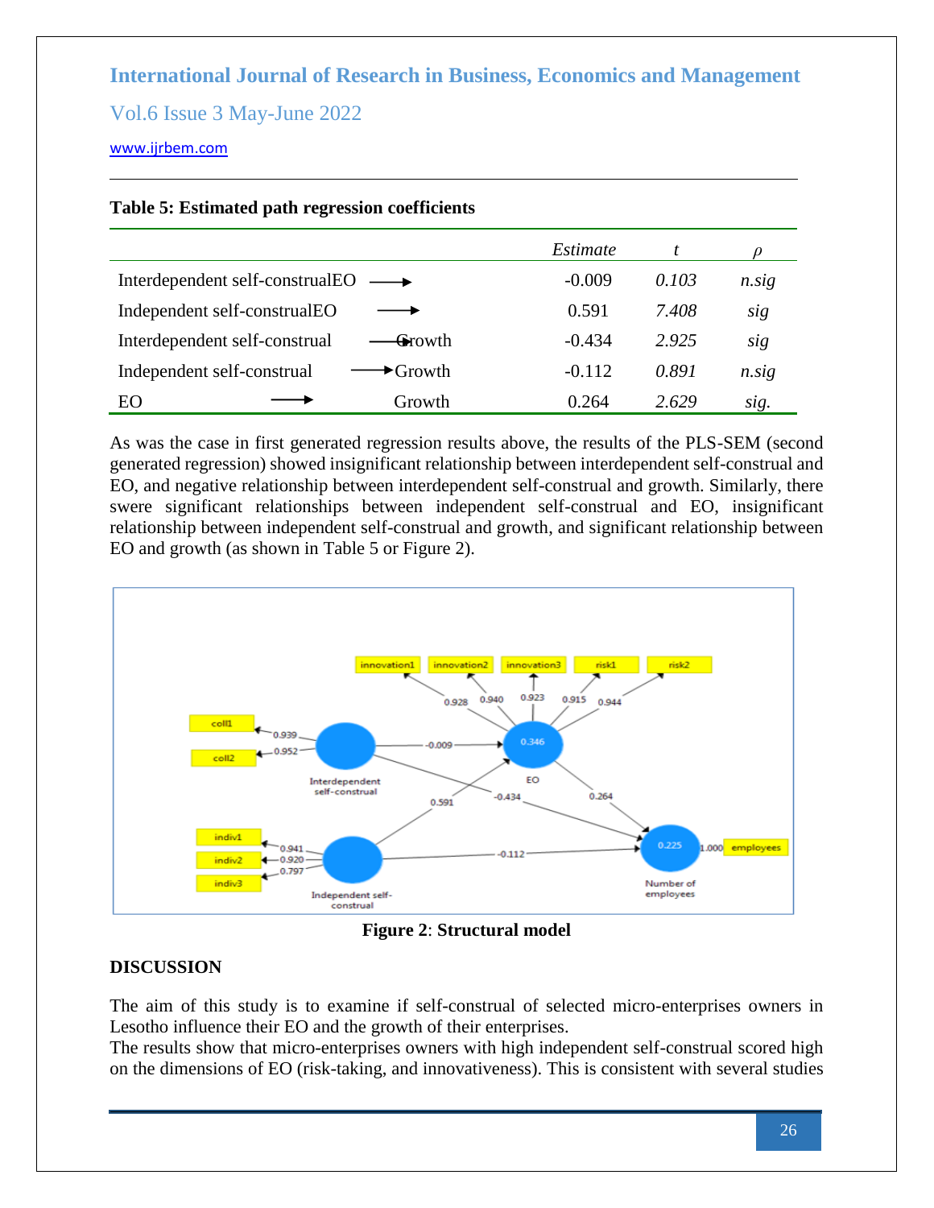**Table 5: Estimated path regression coefficients**

| | | Estimate | *t* | *ρ* |
|---|---|---|---|---|
| Interdependent self-construal → | EO | -0.009 | *0.103* | *n.sig* |
| Independent self-construal → | EO | 0.591 | *7.408* | *sig* |
| Interdependent self-construal → | Growth | -0.434 | *2.925* | *sig* |
| Independent self-construal → | Growth | -0.112 | *0.891* | *n.sig* |
| EO → | Growth | 0.264 | *2.629* | *sig.* |

As was the case in first generated regression results above, the results of the PLS-SEM (second generated regression) showed insignificant relationship between interdependent self-construal and EO, and negative relationship between interdependent self-construal and growth. Similarly, there swere significant relationships between independent self-construal and EO, insignificant relationship between independent self-construal and growth, and significant relationship between EO and growth (as shown in Table 5 or Figure 2).

**Figure 2**: **Structural model**

## DISCUSSION

The aim of this study is to examine if self-construal of selected micro-enterprises owners in Lesotho influence their EO and the growth of their enterprises.
The results show that micro-enterprises owners with high independent self-construal scored high on the dimensions of EO (risk-taking, and innovativeness). This is consistent with several studies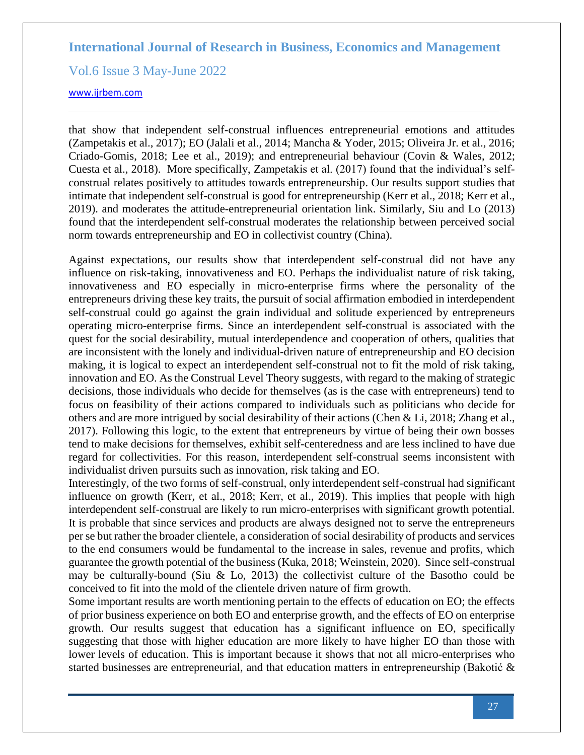that show that independent self-construal influences entrepreneurial emotions and attitudes (Zampetakis et al., 2017); EO (Jalali et al., 2014; Mancha & Yoder, 2015; Oliveira Jr. et al., 2016; Criado-Gomis, 2018; Lee et al., 2019); and entrepreneurial behaviour (Covin & Wales, 2012; Cuesta et al., 2018). More specifically, Zampetakis et al. (2017) found that the individual's self-construal relates positively to attitudes towards entrepreneurship. Our results support studies that intimate that independent self-construal is good for entrepreneurship (Kerr et al., 2018; Kerr et al., 2019). and moderates the attitude-entrepreneurial orientation link. Similarly, Siu and Lo (2013) found that the interdependent self-construal moderates the relationship between perceived social norm towards entrepreneurship and EO in collectivist country (China).

Against expectations, our results show that interdependent self-construal did not have any influence on risk-taking, innovativeness and EO. Perhaps the individualist nature of risk taking, innovativeness and EO especially in micro-enterprise firms where the personality of the entrepreneurs driving these key traits, the pursuit of social affirmation embodied in interdependent self-construal could go against the grain individual and solitude experienced by entrepreneurs operating micro-enterprise firms. Since an interdependent self-construal is associated with the quest for the social desirability, mutual interdependence and cooperation of others, qualities that are inconsistent with the lonely and individual-driven nature of entrepreneurship and EO decision making, it is logical to expect an interdependent self-construal not to fit the mold of risk taking, innovation and EO. As the Construal Level Theory suggests, with regard to the making of strategic decisions, those individuals who decide for themselves (as is the case with entrepreneurs) tend to focus on feasibility of their actions compared to individuals such as politicians who decide for others and are more intrigued by social desirability of their actions (Chen & Li, 2018; Zhang et al., 2017). Following this logic, to the extent that entrepreneurs by virtue of being their own bosses tend to make decisions for themselves, exhibit self-centeredness and are less inclined to have due regard for collectivities. For this reason, interdependent self-construal seems inconsistent with individualist driven pursuits such as innovation, risk taking and EO.

Interestingly, of the two forms of self-construal, only interdependent self-construal had significant influence on growth (Kerr, et al., 2018; Kerr, et al., 2019). This implies that people with high interdependent self-construal are likely to run micro-enterprises with significant growth potential. It is probable that since services and products are always designed not to serve the entrepreneurs per se but rather the broader clientele, a consideration of social desirability of products and services to the end consumers would be fundamental to the increase in sales, revenue and profits, which guarantee the growth potential of the business (Kuka, 2018; Weinstein, 2020). Since self-construal may be culturally-bound (Siu & Lo, 2013) the collectivist culture of the Basotho could be conceived to fit into the mold of the clientele driven nature of firm growth.

Some important results are worth mentioning pertain to the effects of education on EO; the effects of prior business experience on both EO and enterprise growth, and the effects of EO on enterprise growth. Our results suggest that education has a significant influence on EO, specifically suggesting that those with higher education are more likely to have higher EO than those with lower levels of education. This is important because it shows that not all micro-enterprises who started businesses are entrepreneurial, and that education matters in entrepreneurship (Bakotić &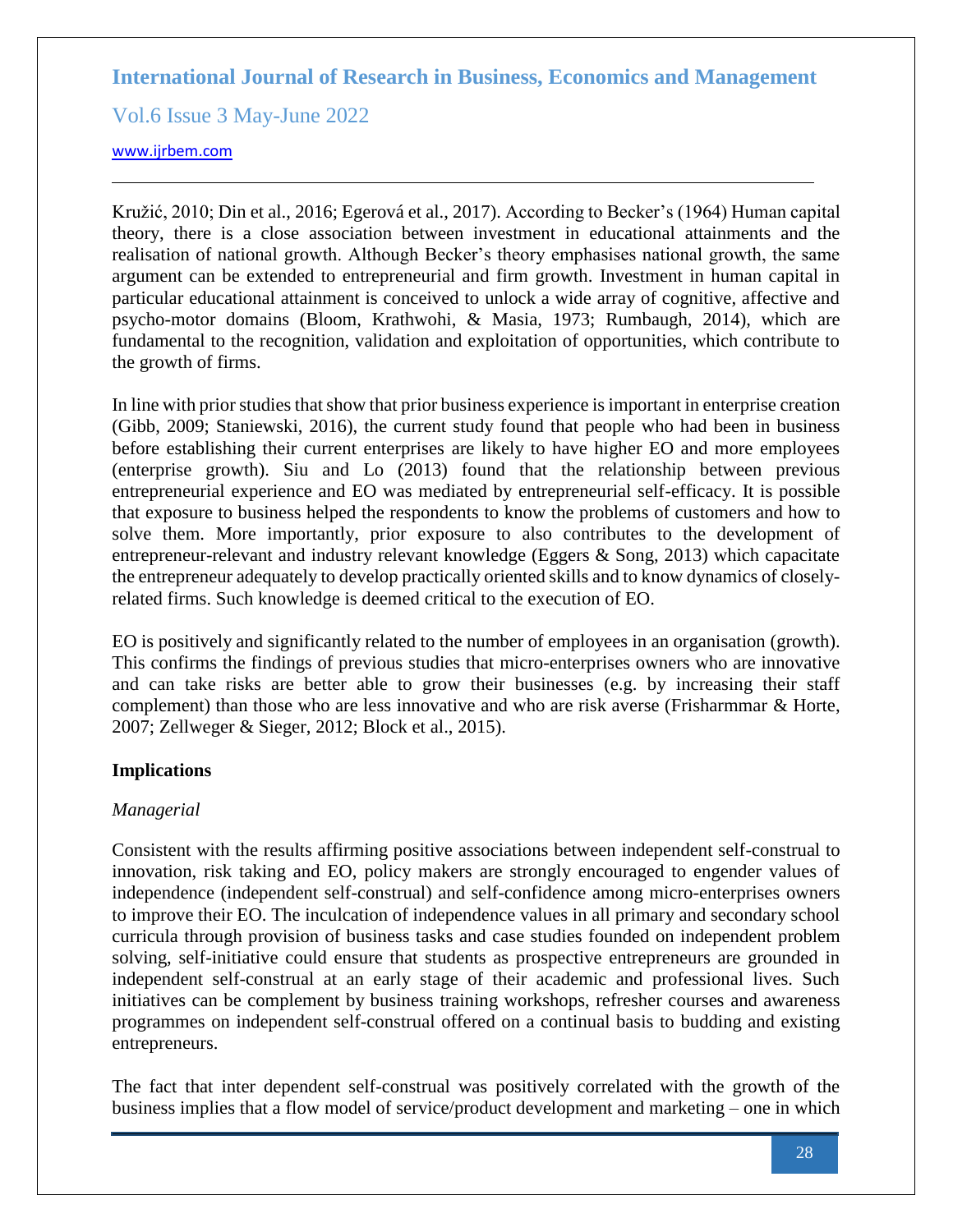Kružić, 2010; Din et al., 2016; Egerová et al., 2017). According to Becker's (1964) Human capital theory, there is a close association between investment in educational attainments and the realisation of national growth. Although Becker's theory emphasises national growth, the same argument can be extended to entrepreneurial and firm growth. Investment in human capital in particular educational attainment is conceived to unlock a wide array of cognitive, affective and psycho-motor domains (Bloom, Krathwohi, & Masia, 1973; Rumbaugh, 2014), which are fundamental to the recognition, validation and exploitation of opportunities, which contribute to the growth of firms.

In line with prior studies that show that prior business experience is important in enterprise creation (Gibb, 2009; Staniewski, 2016), the current study found that people who had been in business before establishing their current enterprises are likely to have higher EO and more employees (enterprise growth). Siu and Lo (2013) found that the relationship between previous entrepreneurial experience and EO was mediated by entrepreneurial self-efficacy. It is possible that exposure to business helped the respondents to know the problems of customers and how to solve them. More importantly, prior exposure to also contributes to the development of entrepreneur-relevant and industry relevant knowledge (Eggers & Song, 2013) which capacitate the entrepreneur adequately to develop practically oriented skills and to know dynamics of closely-related firms. Such knowledge is deemed critical to the execution of EO.

EO is positively and significantly related to the number of employees in an organisation (growth). This confirms the findings of previous studies that micro-enterprises owners who are innovative and can take risks are better able to grow their businesses (e.g. by increasing their staff complement) than those who are less innovative and who are risk averse (Frisharmmar & Horte, 2007; Zellweger & Sieger, 2012; Block et al., 2015).

## Implications

### *Managerial*

Consistent with the results affirming positive associations between independent self-construal to innovation, risk taking and EO, policy makers are strongly encouraged to engender values of independence (independent self-construal) and self-confidence among micro-enterprises owners to improve their EO. The inculcation of independence values in all primary and secondary school curricula through provision of business tasks and case studies founded on independent problem solving, self-initiative could ensure that students as prospective entrepreneurs are grounded in independent self-construal at an early stage of their academic and professional lives. Such initiatives can be complement by business training workshops, refresher courses and awareness programmes on independent self-construal offered on a continual basis to budding and existing entrepreneurs.

The fact that inter dependent self-construal was positively correlated with the growth of the business implies that a flow model of service/product development and marketing – one in which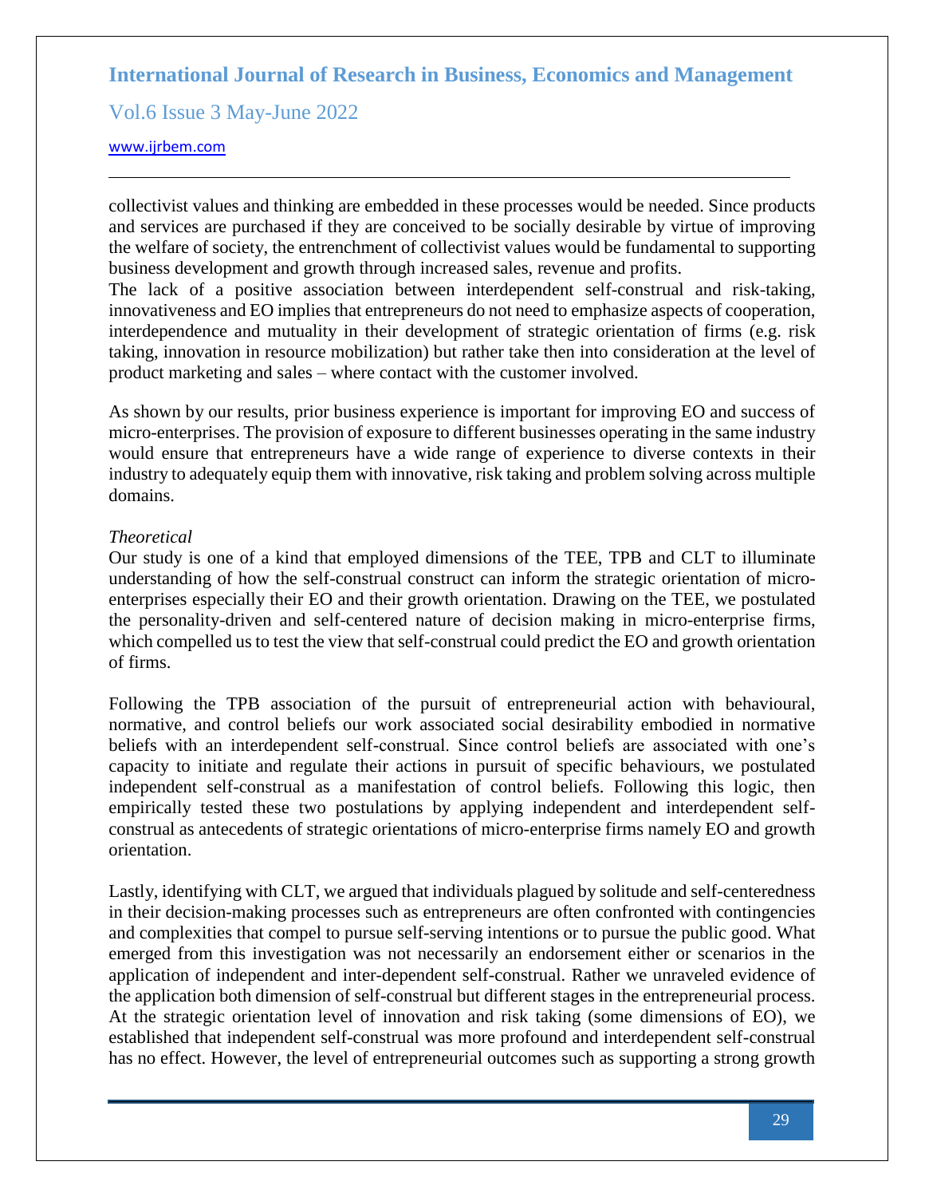collectivist values and thinking are embedded in these processes would be needed. Since products and services are purchased if they are conceived to be socially desirable by virtue of improving the welfare of society, the entrenchment of collectivist values would be fundamental to supporting business development and growth through increased sales, revenue and profits.

The lack of a positive association between interdependent self-construal and risk-taking, innovativeness and EO implies that entrepreneurs do not need to emphasize aspects of cooperation, interdependence and mutuality in their development of strategic orientation of firms (e.g. risk taking, innovation in resource mobilization) but rather take then into consideration at the level of product marketing and sales – where contact with the customer involved.

As shown by our results, prior business experience is important for improving EO and success of micro-enterprises. The provision of exposure to different businesses operating in the same industry would ensure that entrepreneurs have a wide range of experience to diverse contexts in their industry to adequately equip them with innovative, risk taking and problem solving across multiple domains.

*Theoretical*

Our study is one of a kind that employed dimensions of the TEE, TPB and CLT to illuminate understanding of how the self-construal construct can inform the strategic orientation of micro-enterprises especially their EO and their growth orientation. Drawing on the TEE, we postulated the personality-driven and self-centered nature of decision making in micro-enterprise firms, which compelled us to test the view that self-construal could predict the EO and growth orientation of firms.

Following the TPB association of the pursuit of entrepreneurial action with behavioural, normative, and control beliefs our work associated social desirability embodied in normative beliefs with an interdependent self-construal. Since control beliefs are associated with one's capacity to initiate and regulate their actions in pursuit of specific behaviours, we postulated independent self-construal as a manifestation of control beliefs. Following this logic, then empirically tested these two postulations by applying independent and interdependent self-construal as antecedents of strategic orientations of micro-enterprise firms namely EO and growth orientation.

Lastly, identifying with CLT, we argued that individuals plagued by solitude and self-centeredness in their decision-making processes such as entrepreneurs are often confronted with contingencies and complexities that compel to pursue self-serving intentions or to pursue the public good. What emerged from this investigation was not necessarily an endorsement either or scenarios in the application of independent and inter-dependent self-construal. Rather we unraveled evidence of the application both dimension of self-construal but different stages in the entrepreneurial process. At the strategic orientation level of innovation and risk taking (some dimensions of EO), we established that independent self-construal was more profound and interdependent self-construal has no effect. However, the level of entrepreneurial outcomes such as supporting a strong growth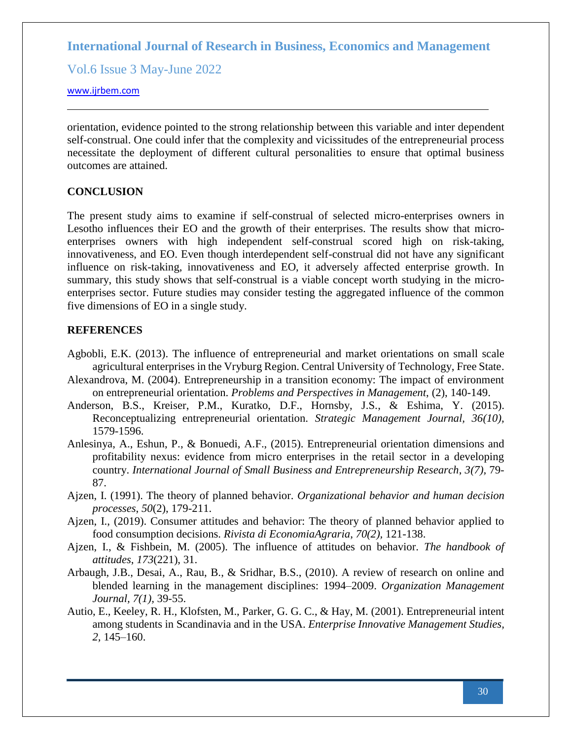orientation, evidence pointed to the strong relationship between this variable and inter dependent self-construal. One could infer that the complexity and vicissitudes of the entrepreneurial process necessitate the deployment of different cultural personalities to ensure that optimal business outcomes are attained.

## CONCLUSION

The present study aims to examine if self-construal of selected micro-enterprises owners in Lesotho influences their EO and the growth of their enterprises. The results show that micro-enterprises owners with high independent self-construal scored high on risk-taking, innovativeness, and EO. Even though interdependent self-construal did not have any significant influence on risk-taking, innovativeness and EO, it adversely affected enterprise growth. In summary, this study shows that self-construal is a viable concept worth studying in the micro-enterprises sector. Future studies may consider testing the aggregated influence of the common five dimensions of EO in a single study.

## REFERENCES

Agbobli, E.K. (2013). The influence of entrepreneurial and market orientations on small scale agricultural enterprises in the Vryburg Region. Central University of Technology, Free State.

Alexandrova, M. (2004). Entrepreneurship in a transition economy: The impact of environment on entrepreneurial orientation. *Problems and Perspectives in Management*, (2), 140-149.

Anderson, B.S., Kreiser, P.M., Kuratko, D.F., Hornsby, J.S., & Eshima, Y. (2015). Reconceptualizing entrepreneurial orientation. *Strategic Management Journal, 36(10),* 1579-1596.

Anlesinya, A., Eshun, P., & Bonuedi, A.F., (2015). Entrepreneurial orientation dimensions and profitability nexus: evidence from micro enterprises in the retail sector in a developing country. *International Journal of Small Business and Entrepreneurship Research*, *3(7),* 79-87.

Ajzen, I. (1991). The theory of planned behavior. *Organizational behavior and human decision processes*, *50*(2), 179-211.

Ajzen, I., (2019). Consumer attitudes and behavior: The theory of planned behavior applied to food consumption decisions. *Rivista di EconomiaAgraria*, *70(2),* 121-138.

Ajzen, I., & Fishbein, M. (2005). The influence of attitudes on behavior. *The handbook of attitudes*, *173*(221), 31.

Arbaugh, J.B., Desai, A., Rau, B., & Sridhar, B.S., (2010). A review of research on online and blended learning in the management disciplines: 1994–2009. *Organization Management Journal*, *7(1),* 39-55.

Autio, E., Keeley, R. H., Klofsten, M., Parker, G. G. C., & Hay, M. (2001). Entrepreneurial intent among students in Scandinavia and in the USA. *Enterprise Innovative Management Studies, 2,* 145–160.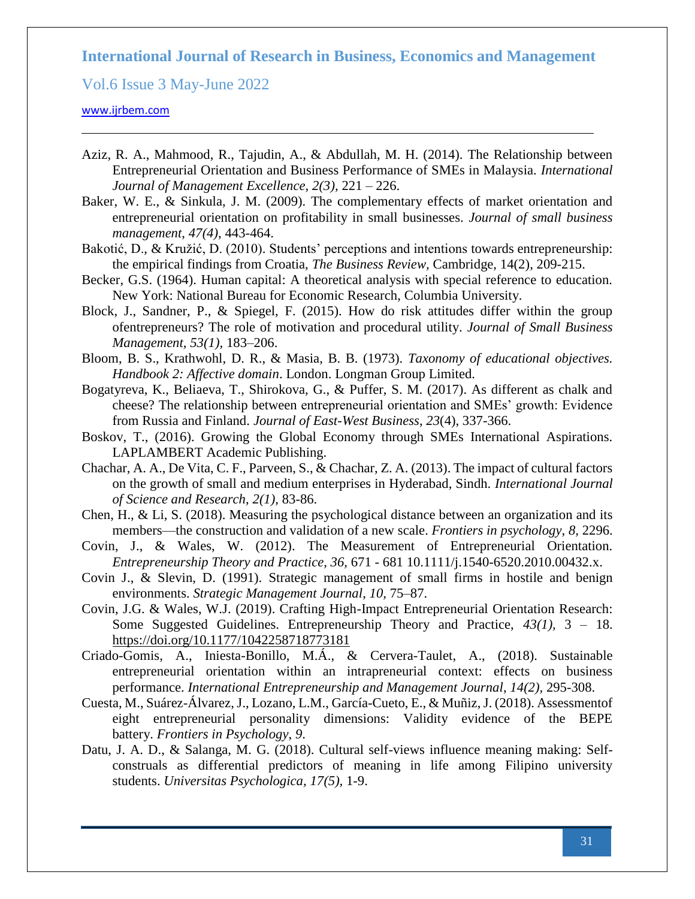Aziz, R. A., Mahmood, R., Tajudin, A., & Abdullah, M. H. (2014). The Relationship between Entrepreneurial Orientation and Business Performance of SMEs in Malaysia. *International Journal of Management Excellence, 2(3),* 221 – 226.

Baker, W. E., & Sinkula, J. M. (2009). The complementary effects of market orientation and entrepreneurial orientation on profitability in small businesses. *Journal of small business management*, *47(4),* 443-464.

Bakotić, D., & Kružić, D. (2010). Students' perceptions and intentions towards entrepreneurship: the empirical findings from Croatia, *The Business Review*, Cambridge, 14(2), 209-215.

Becker, G.S. (1964). Human capital: A theoretical analysis with special reference to education. New York: National Bureau for Economic Research, Columbia University.

Block, J., Sandner, P., & Spiegel, F. (2015). How do risk attitudes differ within the group ofentrepreneurs? The role of motivation and procedural utility. *Journal of Small Business Management, 53(1),* 183–206.

Bloom, B. S., Krathwohl, D. R., & Masia, B. B. (1973). *Taxonomy of educational objectives. Handbook 2: Affective domain*. London. Longman Group Limited.

Bogatyreva, K., Beliaeva, T., Shirokova, G., & Puffer, S. M. (2017). As different as chalk and cheese? The relationship between entrepreneurial orientation and SMEs' growth: Evidence from Russia and Finland. *Journal of East-West Business*, *23*(4), 337-366.

Boskov, T., (2016). Growing the Global Economy through SMEs International Aspirations. LAPLAMBERT Academic Publishing.

Chachar, A. A., De Vita, C. F., Parveen, S., & Chachar, Z. A. (2013). The impact of cultural factors on the growth of small and medium enterprises in Hyderabad, Sindh. *International Journal of Science and Research, 2(1),* 83-86.

Chen, H., & Li, S. (2018). Measuring the psychological distance between an organization and its members—the construction and validation of a new scale. *Frontiers in psychology*, *8,* 2296.

Covin, J., & Wales, W. (2012). The Measurement of Entrepreneurial Orientation. *Entrepreneurship Theory and Practice, 36,* 671 - 681 10.1111/j.1540-6520.2010.00432.x.

Covin J., & Slevin, D. (1991). Strategic management of small firms in hostile and benign environments. *Strategic Management Journal*, *10,* 75–87.

Covin, J.G. & Wales, W.J. (2019). Crafting High-Impact Entrepreneurial Orientation Research: Some Suggested Guidelines. Entrepreneurship Theory and Practice, *43(1),* 3 – 18. https://doi.org/10.1177/1042258718773181

Criado-Gomis, A., Iniesta-Bonillo, M.Á., & Cervera-Taulet, A., (2018). Sustainable entrepreneurial orientation within an intrapreneurial context: effects on business performance. *International Entrepreneurship and Management Journal*, *14(2),* 295-308.

Cuesta, M., Suárez-Álvarez, J., Lozano, L.M., García-Cueto, E., & Muñiz, J. (2018). Assessmentof eight entrepreneurial personality dimensions: Validity evidence of the BEPE battery. *Frontiers in Psychology, 9.*

Datu, J. A. D., & Salanga, M. G. (2018). Cultural self-views influence meaning making: Self-construals as differential predictors of meaning in life among Filipino university students. *Universitas Psychologica, 17(5),* 1-9.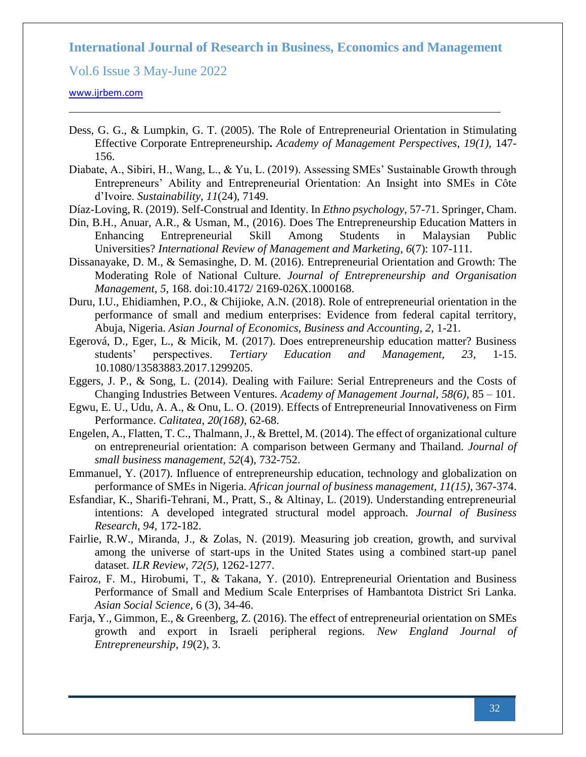Dess, G. G., & Lumpkin, G. T. (2005). The Role of Entrepreneurial Orientation in Stimulating Effective Corporate Entrepreneurship**.** *Academy of Management Perspectives, 19(1),* 147-156.

Diabate, A., Sibiri, H., Wang, L., & Yu, L. (2019). Assessing SMEs' Sustainable Growth through Entrepreneurs' Ability and Entrepreneurial Orientation: An Insight into SMEs in Côte d'Ivoire. *Sustainability*, *11*(24), 7149.

Díaz-Loving, R. (2019). Self-Construal and Identity. In *Ethno psychology,* 57-71. Springer, Cham.

Din, B.H., Anuar, A.R., & Usman, M., (2016). Does The Entrepreneurship Education Matters in Enhancing Entrepreneurial Skill Among Students in Malaysian Public Universities? *International Review of Management and Marketing, 6*(7): 107-111.

Dissanayake, D. M., & Semasinghe, D. M. (2016). Entrepreneurial Orientation and Growth: The Moderating Role of National Culture. *Journal of Entrepreneurship and Organisation Management, 5,* 168. doi:10.4172/ 2169-026X.1000168.

Duru, I.U., Ehidiamhen, P.O., & Chijioke, A.N. (2018). Role of entrepreneurial orientation in the performance of small and medium enterprises: Evidence from federal capital territory, Abuja, Nigeria. *Asian Journal of Economics, Business and Accounting, 2,* 1-21.

Egerová, D., Eger, L., & Micik, M. (2017). Does entrepreneurship education matter? Business students' perspectives. *Tertiary Education and Management, 23,* 1-15. 10.1080/13583883.2017.1299205.

Eggers, J. P., & Song, L. (2014). Dealing with Failure: Serial Entrepreneurs and the Costs of Changing Industries Between Ventures. *Academy of Management Journal, 58(6),* 85 – 101.

Egwu, E. U., Udu, A. A., & Onu, L. O. (2019). Effects of Entrepreneurial Innovativeness on Firm Performance. *Calitatea, 20(168),* 62-68.

Engelen, A., Flatten, T. C., Thalmann, J., & Brettel, M. (2014). The effect of organizational culture on entrepreneurial orientation: A comparison between Germany and Thailand. *Journal of small business management*, *52*(4), 732-752.

Emmanuel, Y. (2017). Influence of entrepreneurship education, technology and globalization on performance of SMEs in Nigeria. *African journal of business management, 11(15),* 367-374.

Esfandiar, K., Sharifi-Tehrani, M., Pratt, S., & Altinay, L. (2019). Understanding entrepreneurial intentions: A developed integrated structural model approach. *Journal of Business Research, 94,* 172-182.

Fairlie, R.W., Miranda, J., & Zolas, N. (2019). Measuring job creation, growth, and survival among the universe of start-ups in the United States using a combined start-up panel dataset. *ILR Review, 72(5)*, 1262-1277.

Fairoz, F. M., Hirobumi, T., & Takana, Y. (2010). Entrepreneurial Orientation and Business Performance of Small and Medium Scale Enterprises of Hambantota District Sri Lanka. *Asian Social Science*, 6 (3), 34-46.

Farja, Y., Gimmon, E., & Greenberg, Z. (2016). The effect of entrepreneurial orientation on SMEs growth and export in Israeli peripheral regions. *New England Journal of Entrepreneurship*, *19*(2), 3.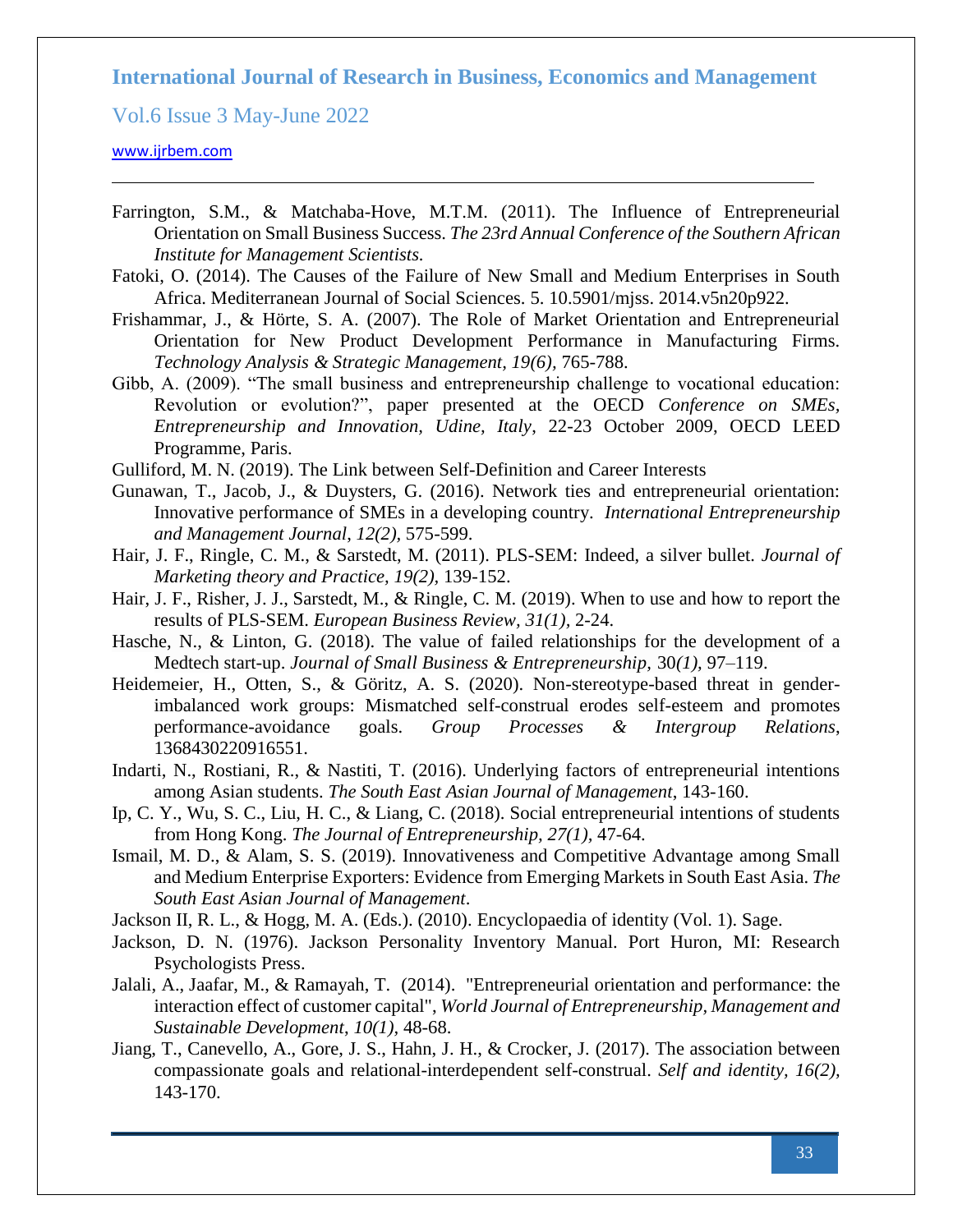Farrington, S.M., & Matchaba-Hove, M.T.M. (2011). The Influence of Entrepreneurial Orientation on Small Business Success. *The 23rd Annual Conference of the Southern African Institute for Management Scientists.*

Fatoki, O. (2014). The Causes of the Failure of New Small and Medium Enterprises in South Africa. Mediterranean Journal of Social Sciences. 5. 10.5901/mjss. 2014.v5n20p922.

Frishammar, J., & Hörte, S. A. (2007). The Role of Market Orientation and Entrepreneurial Orientation for New Product Development Performance in Manufacturing Firms. *Technology Analysis & Strategic Management, 19(6),* 765-788.

Gibb, A. (2009). "The small business and entrepreneurship challenge to vocational education: Revolution or evolution?", paper presented at the OECD *Conference on SMEs, Entrepreneurship and Innovation, Udine, Italy*, 22-23 October 2009, OECD LEED Programme, Paris.

Gulliford, M. N. (2019). The Link between Self-Definition and Career Interests

Gunawan, T., Jacob, J., & Duysters, G. (2016). Network ties and entrepreneurial orientation: Innovative performance of SMEs in a developing country. *International Entrepreneurship and Management Journal*, *12(2),* 575-599.

Hair, J. F., Ringle, C. M., & Sarstedt, M. (2011). PLS-SEM: Indeed, a silver bullet. *Journal of Marketing theory and Practice, 19(2),* 139-152.

Hair, J. F., Risher, J. J., Sarstedt, M., & Ringle, C. M. (2019). When to use and how to report the results of PLS-SEM. *European Business Review, 31(1),* 2-24.

Hasche, N., & Linton, G. (2018). The value of failed relationships for the development of a Medtech start-up. *Journal of Small Business & Entrepreneurship,* 30*(1),* 97–119.

Heidemeier, H., Otten, S., & Göritz, A. S. (2020). Non-stereotype-based threat in gender-imbalanced work groups: Mismatched self-construal erodes self-esteem and promotes performance-avoidance goals. *Group Processes & Intergroup Relations*, 1368430220916551.

Indarti, N., Rostiani, R., & Nastiti, T. (2016). Underlying factors of entrepreneurial intentions among Asian students. *The South East Asian Journal of Management*, 143-160.

Ip, C. Y., Wu, S. C., Liu, H. C., & Liang, C. (2018). Social entrepreneurial intentions of students from Hong Kong. *The Journal of Entrepreneurship, 27(1),* 47-64.

Ismail, M. D., & Alam, S. S. (2019). Innovativeness and Competitive Advantage among Small and Medium Enterprise Exporters: Evidence from Emerging Markets in South East Asia. *The South East Asian Journal of Management*.

Jackson II, R. L., & Hogg, M. A. (Eds.). (2010). Encyclopaedia of identity (Vol. 1). Sage.

Jackson, D. N. (1976). Jackson Personality Inventory Manual. Port Huron, MI: Research Psychologists Press.

Jalali, A., Jaafar, M., & Ramayah, T. (2014). "Entrepreneurial orientation and performance: the interaction effect of customer capital", *World Journal of Entrepreneurship, Management and Sustainable Development, 10(1),* 48-68.

Jiang, T., Canevello, A., Gore, J. S., Hahn, J. H., & Crocker, J. (2017). The association between compassionate goals and relational-interdependent self-construal. *Self and identity, 16(2),* 143-170.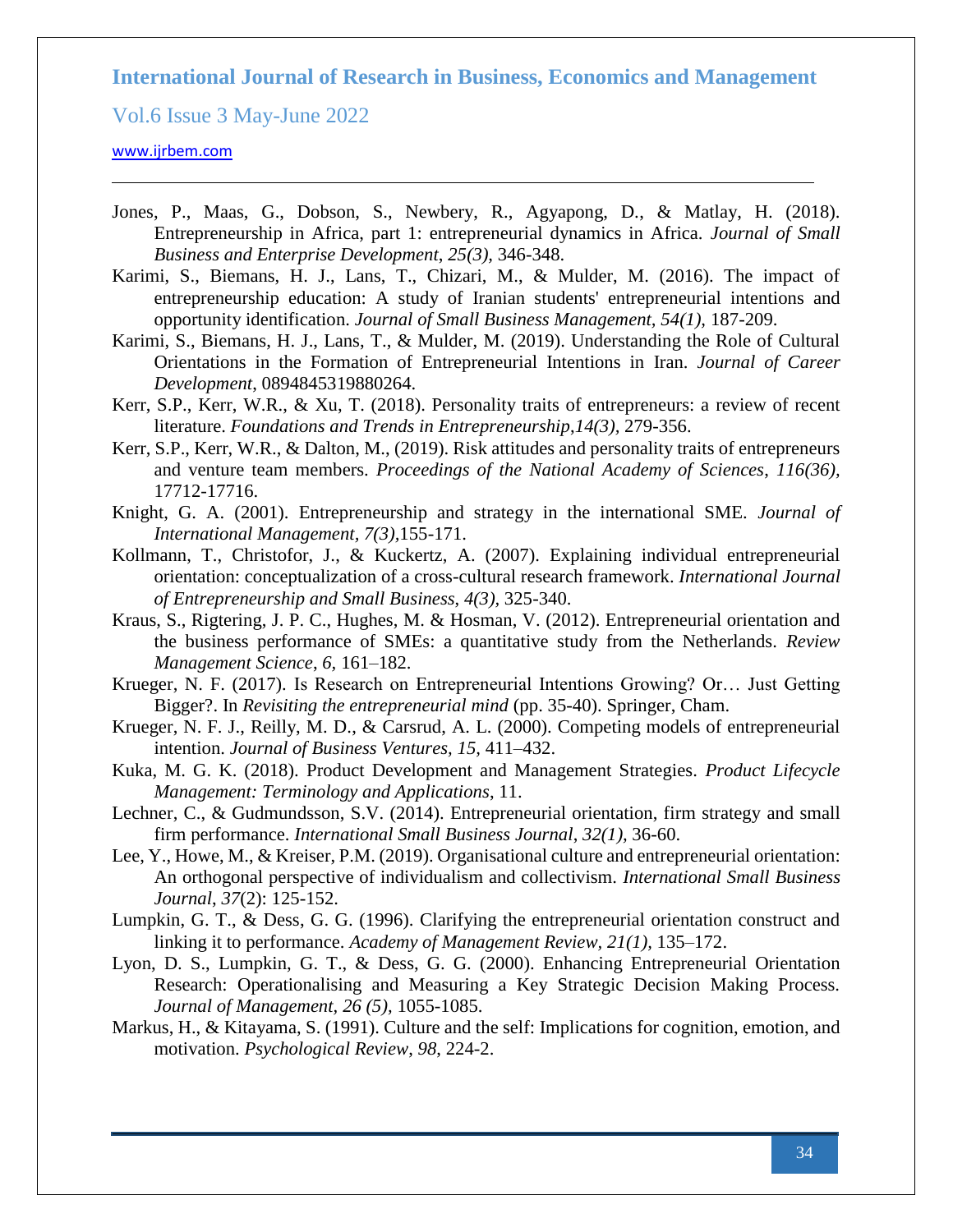Jones, P., Maas, G., Dobson, S., Newbery, R., Agyapong, D., & Matlay, H. (2018). Entrepreneurship in Africa, part 1: entrepreneurial dynamics in Africa. *Journal of Small Business and Enterprise Development, 25(3),* 346-348.

Karimi, S., Biemans, H. J., Lans, T., Chizari, M., & Mulder, M. (2016). The impact of entrepreneurship education: A study of Iranian students' entrepreneurial intentions and opportunity identification. *Journal of Small Business Management, 54(1),* 187-209.

Karimi, S., Biemans, H. J., Lans, T., & Mulder, M. (2019). Understanding the Role of Cultural Orientations in the Formation of Entrepreneurial Intentions in Iran. *Journal of Career Development*, 0894845319880264.

Kerr, S.P., Kerr, W.R., & Xu, T. (2018). Personality traits of entrepreneurs: a review of recent literature. *Foundations and Trends in Entrepreneurship,14(3),* 279-356.

Kerr, S.P., Kerr, W.R., & Dalton, M., (2019). Risk attitudes and personality traits of entrepreneurs and venture team members. *Proceedings of the National Academy of Sciences, 116(36),* 17712-17716.

Knight, G. A. (2001). Entrepreneurship and strategy in the international SME. *Journal of International Management, 7(3),*155-171.

Kollmann, T., Christofor, J., & Kuckertz, A. (2007). Explaining individual entrepreneurial orientation: conceptualization of a cross-cultural research framework. *International Journal of Entrepreneurship and Small Business, 4(3),* 325-340.

Kraus, S., Rigtering, J. P. C., Hughes, M. & Hosman, V. (2012). Entrepreneurial orientation and the business performance of SMEs: a quantitative study from the Netherlands. *Review Management Science, 6,* 161–182.

Krueger, N. F. (2017). Is Research on Entrepreneurial Intentions Growing? Or… Just Getting Bigger?. In *Revisiting the entrepreneurial mind* (pp. 35-40). Springer, Cham.

Krueger, N. F. J., Reilly, M. D., & Carsrud, A. L. (2000). Competing models of entrepreneurial intention. *Journal of Business Ventures, 15,* 411–432.

Kuka, M. G. K. (2018). Product Development and Management Strategies. *Product Lifecycle Management: Terminology and Applications*, 11.

Lechner, C., & Gudmundsson, S.V. (2014). Entrepreneurial orientation, firm strategy and small firm performance. *International Small Business Journal, 32(1),* 36-60.

Lee, Y., Howe, M., & Kreiser, P.M. (2019). Organisational culture and entrepreneurial orientation: An orthogonal perspective of individualism and collectivism. *International Small Business Journal*, *37*(2): 125-152.

Lumpkin, G. T., & Dess, G. G. (1996). Clarifying the entrepreneurial orientation construct and linking it to performance. *Academy of Management Review, 21(1),* 135–172.

Lyon, D. S., Lumpkin, G. T., & Dess, G. G. (2000). Enhancing Entrepreneurial Orientation Research: Operationalising and Measuring a Key Strategic Decision Making Process. *Journal of Management, 26 (5),* 1055-1085.

Markus, H., & Kitayama, S. (1991). Culture and the self: Implications for cognition, emotion, and motivation. *Psychological Review*, *98*, 224-2.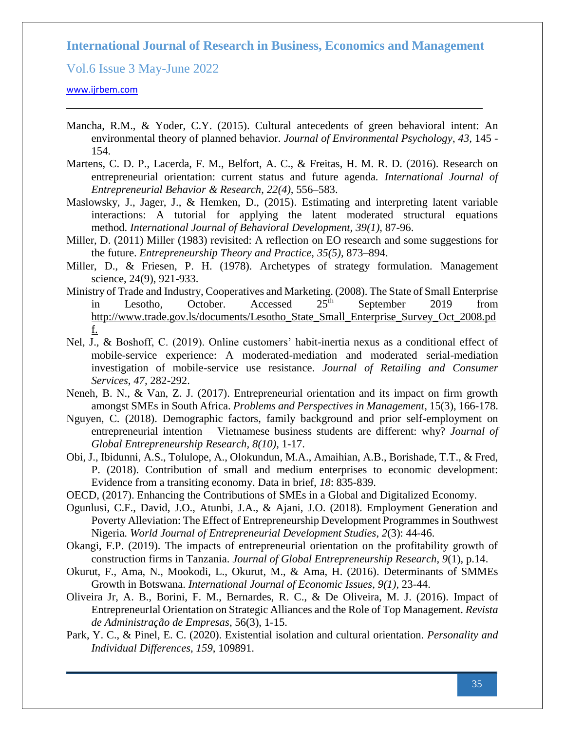Mancha, R.M., & Yoder, C.Y. (2015). Cultural antecedents of green behavioral intent: An environmental theory of planned behavior. *Journal of Environmental Psychology*, *43*, 145 - 154.

Martens, C. D. P., Lacerda, F. M., Belfort, A. C., & Freitas, H. M. R. D. (2016). Research on entrepreneurial orientation: current status and future agenda. *International Journal of Entrepreneurial Behavior & Research, 22(4),* 556–583.

Maslowsky, J., Jager, J., & Hemken, D., (2015). Estimating and interpreting latent variable interactions: A tutorial for applying the latent moderated structural equations method. *International Journal of Behavioral Development, 39(1),* 87-96.

Miller, D. (2011) Miller (1983) revisited: A reflection on EO research and some suggestions for the future. *Entrepreneurship Theory and Practice, 35(5),* 873–894.

Miller, D., & Friesen, P. H. (1978). Archetypes of strategy formulation. Management science, 24(9), 921-933.

Ministry of Trade and Industry, Cooperatives and Marketing. (2008). The State of Small Enterprise in Lesotho, October. Accessed 25th September 2019 from http://www.trade.gov.ls/documents/Lesotho_State_Small_Enterprise_Survey_Oct_2008.pdf.

Nel, J., & Boshoff, C. (2019). Online customers' habit-inertia nexus as a conditional effect of mobile-service experience: A moderated-mediation and moderated serial-mediation investigation of mobile-service use resistance. *Journal of Retailing and Consumer Services, 47*, 282-292.

Neneh, B. N., & Van, Z. J. (2017). Entrepreneurial orientation and its impact on firm growth amongst SMEs in South Africa. *Problems and Perspectives in Management*, 15(3), 166-178.

Nguyen, C. (2018). Demographic factors, family background and prior self-employment on entrepreneurial intention – Vietnamese business students are different: why? *Journal of Global Entrepreneurship Research, 8(10),* 1-17.

Obi, J., Ibidunni, A.S., Tolulope, A., Olokundun, M.A., Amaihian, A.B., Borishade, T.T., & Fred, P. (2018). Contribution of small and medium enterprises to economic development: Evidence from a transiting economy. Data in brief, *18*: 835-839.

OECD, (2017). Enhancing the Contributions of SMEs in a Global and Digitalized Economy.

Ogunlusi, C.F., David, J.O., Atunbi, J.A., & Ajani, J.O. (2018). Employment Generation and Poverty Alleviation: The Effect of Entrepreneurship Development Programmes in Southwest Nigeria. *World Journal of Entrepreneurial Development Studies*, *2*(3): 44-46.

Okangi, F.P. (2019). The impacts of entrepreneurial orientation on the profitability growth of construction firms in Tanzania. *Journal of Global Entrepreneurship Research*, *9*(1), p.14.

Okurut, F., Ama, N., Mookodi, L., Okurut, M., & Ama, H. (2016). Determinants of SMMEs Growth in Botswana. *International Journal of Economic Issues*, *9(1),* 23-44.

Oliveira Jr, A. B., Borini, F. M., Bernardes, R. C., & De Oliveira, M. J. (2016). Impact of EntrepreneurIal Orientation on Strategic Alliances and the Role of Top Management. *Revista de Administração de Empresas*, 56(3), 1-15.

Park, Y. C., & Pinel, E. C. (2020). Existential isolation and cultural orientation. *Personality and Individual Differences*, *159*, 109891.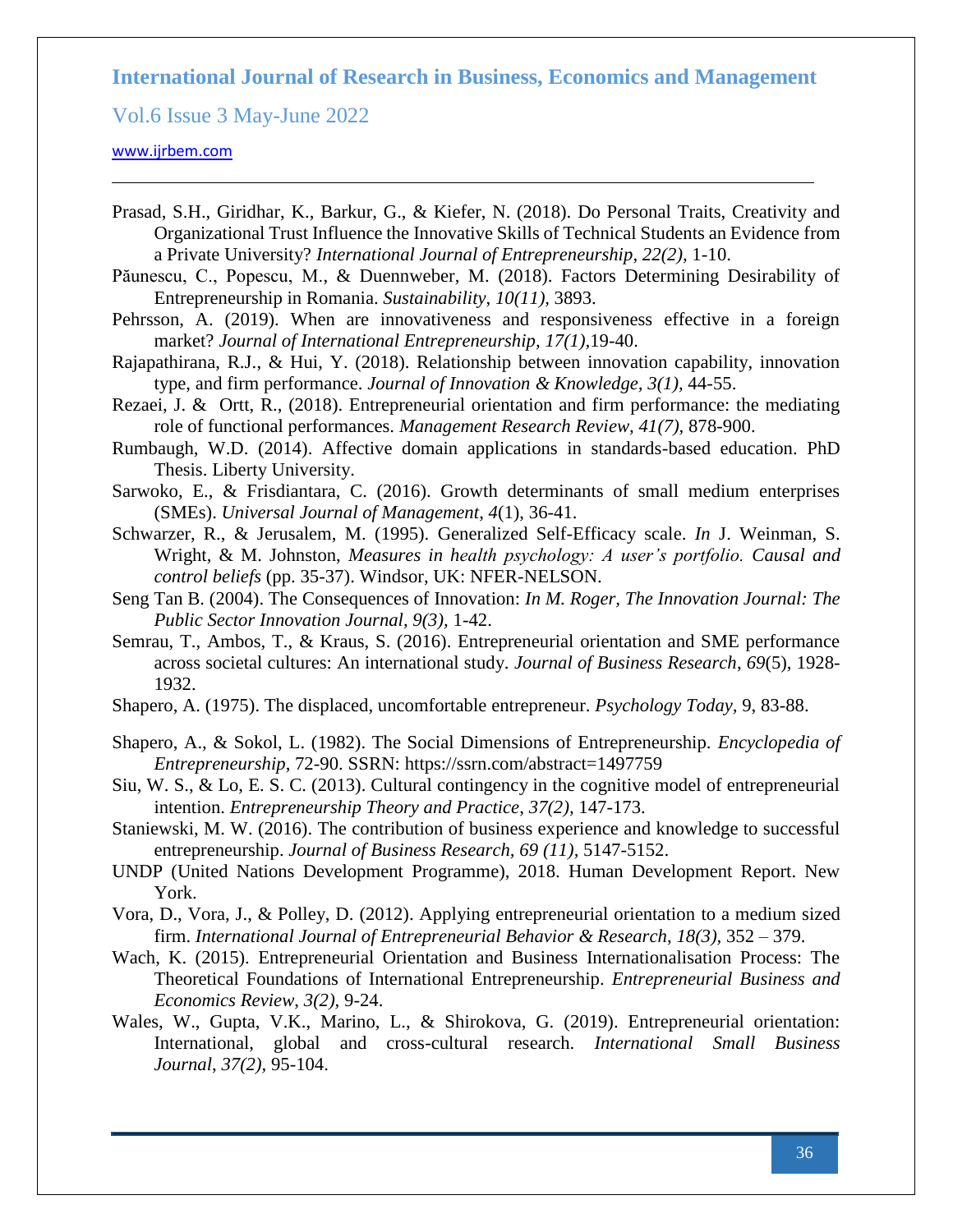Prasad, S.H., Giridhar, K., Barkur, G., & Kiefer, N. (2018). Do Personal Traits, Creativity and Organizational Trust Influence the Innovative Skills of Technical Students an Evidence from a Private University? *International Journal of Entrepreneurship*, *22(2),* 1-10.

Păunescu, C., Popescu, M., & Duennweber, M. (2018). Factors Determining Desirability of Entrepreneurship in Romania. *Sustainability*, *10(11),* 3893.

Pehrsson, A. (2019). When are innovativeness and responsiveness effective in a foreign market? *Journal of International Entrepreneurship*, *17(1),*19-40.

Rajapathirana, R.J., & Hui, Y. (2018). Relationship between innovation capability, innovation type, and firm performance. *Journal of Innovation & Knowledge, 3(1),* 44-55.

Rezaei, J. & Ortt, R., (2018). Entrepreneurial orientation and firm performance: the mediating role of functional performances. *Management Research Review, 41(7),* 878-900.

Rumbaugh, W.D. (2014). Affective domain applications in standards-based education. PhD Thesis. Liberty University.

Sarwoko, E., & Frisdiantara, C. (2016). Growth determinants of small medium enterprises (SMEs). *Universal Journal of Management*, *4*(1), 36-41.

Schwarzer, R., & Jerusalem, M. (1995). Generalized Self-Efficacy scale. *In* J. Weinman, S. Wright, & M. Johnston, *Measures in health psychology: A user's portfolio. Causal and control beliefs* (pp. 35-37). Windsor, UK: NFER-NELSON.

Seng Tan B. (2004). The Consequences of Innovation: *In M. Roger, The Innovation Journal: The Public Sector Innovation Journal, 9(3),* 1-42.

Semrau, T., Ambos, T., & Kraus, S. (2016). Entrepreneurial orientation and SME performance across societal cultures: An international study. *Journal of Business Research*, *69*(5), 1928-1932.

Shapero, A. (1975). The displaced, uncomfortable entrepreneur. *Psychology Today*, 9, 83-88.

Shapero, A., & Sokol, L. (1982). The Social Dimensions of Entrepreneurship. *Encyclopedia of Entrepreneurship*, 72-90. SSRN: https://ssrn.com/abstract=1497759

Siu, W. S., & Lo, E. S. C. (2013). Cultural contingency in the cognitive model of entrepreneurial intention. *Entrepreneurship Theory and Practice*, *37(2),* 147-173.

Staniewski, M. W. (2016). The contribution of business experience and knowledge to successful entrepreneurship. *Journal of Business Research, 69 (11),* 5147-5152.

UNDP (United Nations Development Programme), 2018. Human Development Report. New York.

Vora, D., Vora, J., & Polley, D. (2012). Applying entrepreneurial orientation to a medium sized firm. *International Journal of Entrepreneurial Behavior & Research, 18(3),* 352 – 379.

Wach, K. (2015). Entrepreneurial Orientation and Business Internationalisation Process: The Theoretical Foundations of International Entrepreneurship. *Entrepreneurial Business and Economics Review*, *3(2),* 9-24.

Wales, W., Gupta, V.K., Marino, L., & Shirokova, G. (2019). Entrepreneurial orientation: International, global and cross-cultural research. *International Small Business Journal*, *37(2),* 95-104.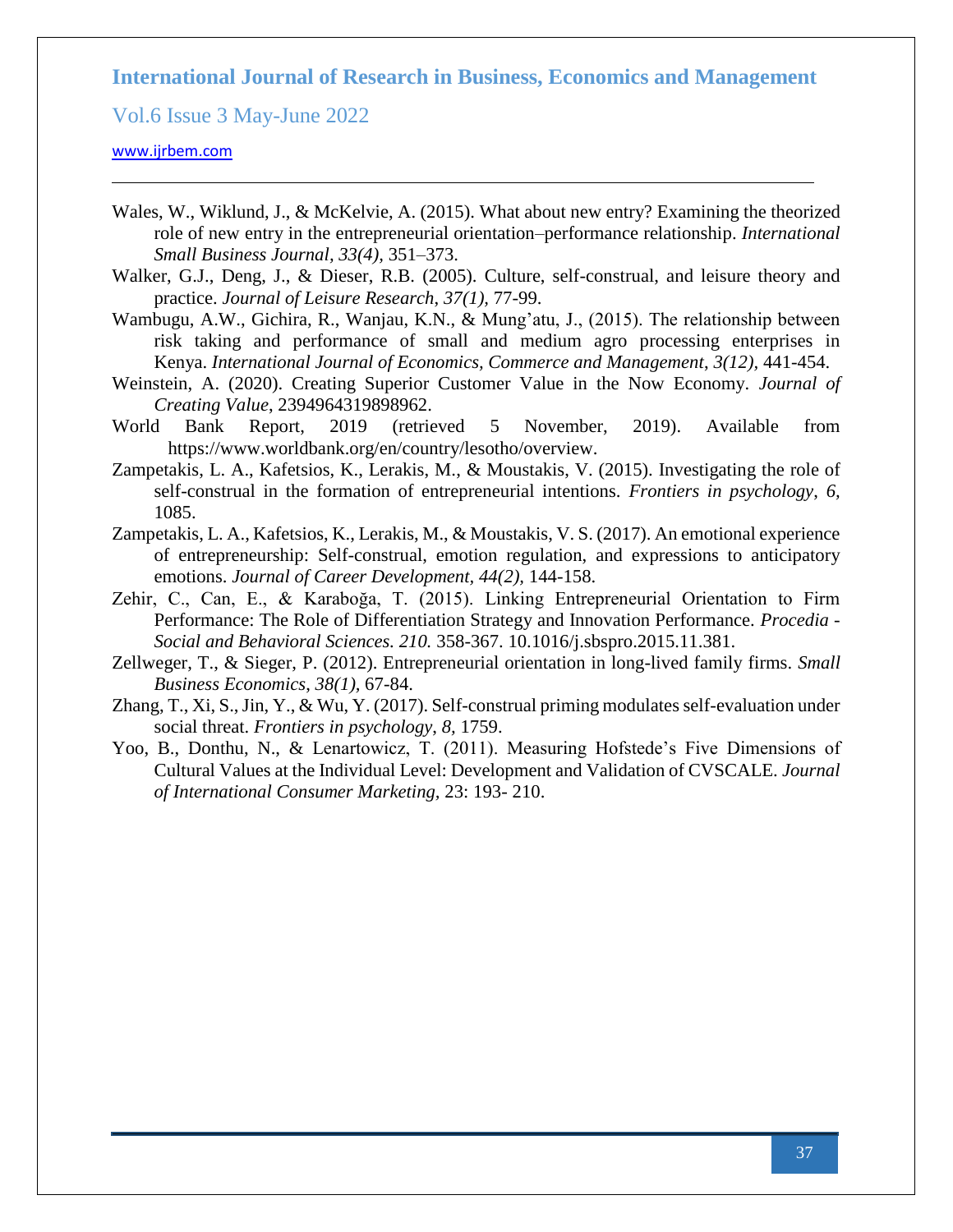Wales, W., Wiklund, J., & McKelvie, A. (2015). What about new entry? Examining the theorized role of new entry in the entrepreneurial orientation–performance relationship. *International Small Business Journal, 33(4),* 351–373.

Walker, G.J., Deng, J., & Dieser, R.B. (2005). Culture, self-construal, and leisure theory and practice. *Journal of Leisure Research, 37(1),* 77-99.

Wambugu, A.W., Gichira, R., Wanjau, K.N., & Mung'atu, J., (2015). The relationship between risk taking and performance of small and medium agro processing enterprises in Kenya. *International Journal of Economics, Commerce and Management, 3(12),* 441-454.

Weinstein, A. (2020). Creating Superior Customer Value in the Now Economy. *Journal of Creating Value*, 2394964319898962.

World Bank Report, 2019 (retrieved 5 November, 2019). Available from https://www.worldbank.org/en/country/lesotho/overview.

Zampetakis, L. A., Kafetsios, K., Lerakis, M., & Moustakis, V. (2015). Investigating the role of self-construal in the formation of entrepreneurial intentions. *Frontiers in psychology, 6,* 1085.

Zampetakis, L. A., Kafetsios, K., Lerakis, M., & Moustakis, V. S. (2017). An emotional experience of entrepreneurship: Self-construal, emotion regulation, and expressions to anticipatory emotions. *Journal of Career Development, 44(2),* 144-158.

Zehir, C., Can, E., & Karaboğa, T. (2015). Linking Entrepreneurial Orientation to Firm Performance: The Role of Differentiation Strategy and Innovation Performance. *Procedia - Social and Behavioral Sciences. 210.* 358-367. 10.1016/j.sbspro.2015.11.381.

Zellweger, T., & Sieger, P. (2012). Entrepreneurial orientation in long-lived family firms. *Small Business Economics, 38(1),* 67-84.

Zhang, T., Xi, S., Jin, Y., & Wu, Y. (2017). Self-construal priming modulates self-evaluation under social threat. *Frontiers in psychology, 8,* 1759.

Yoo, B., Donthu, N., & Lenartowicz, T. (2011). Measuring Hofstede's Five Dimensions of Cultural Values at the Individual Level: Development and Validation of CVSCALE. *Journal of International Consumer Marketing,* 23: 193- 210.